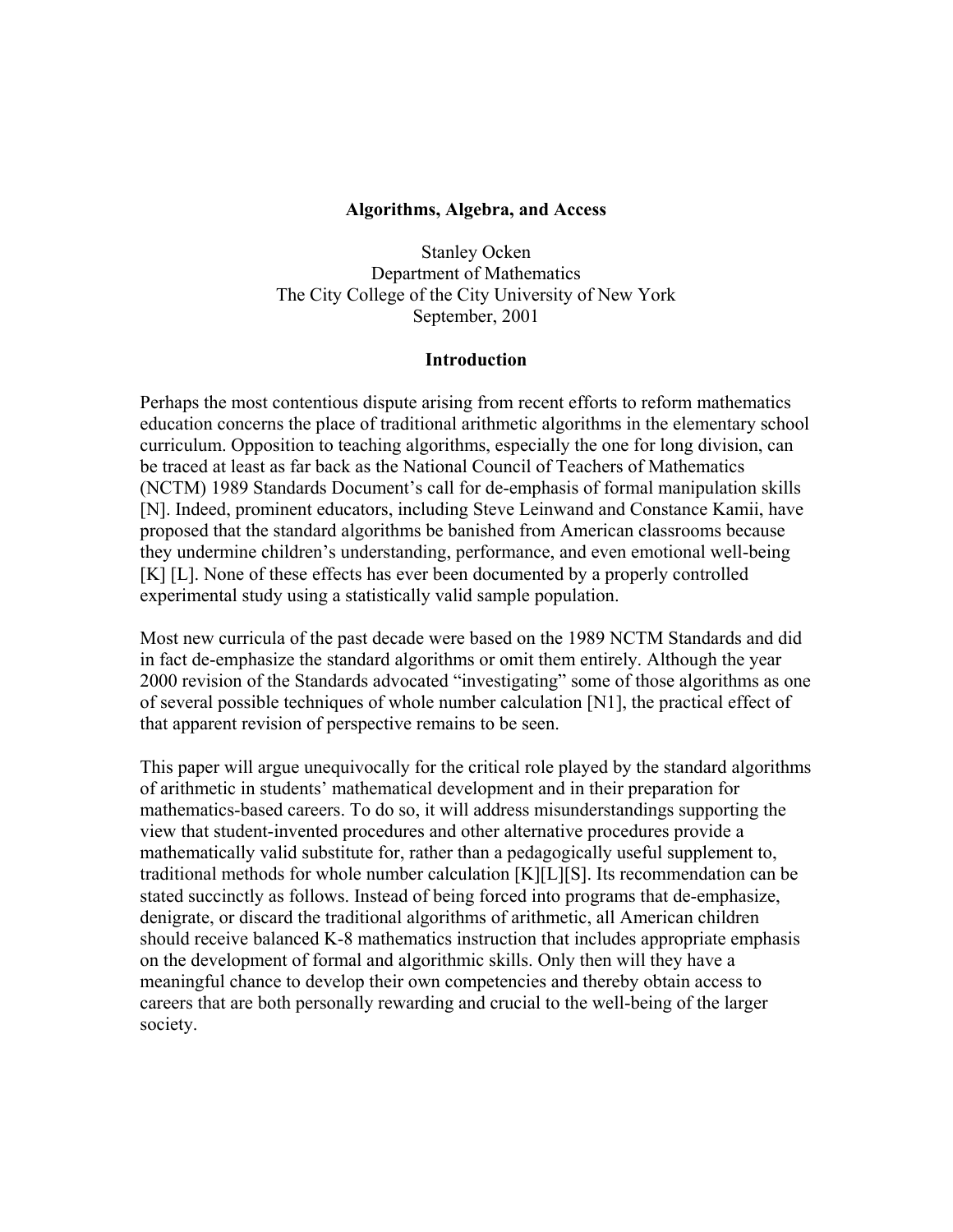# Algorithms, Algebra, and Access

Stanley Ocken
Department of Mathematics
The City College of the City University of New York
September, 2001

## Introduction

Perhaps the most contentious dispute arising from recent efforts to reform mathematics education concerns the place of traditional arithmetic algorithms in the elementary school curriculum. Opposition to teaching algorithms, especially the one for long division, can be traced at least as far back as the National Council of Teachers of Mathematics (NCTM) 1989 Standards Document's call for de-emphasis of formal manipulation skills [N]. Indeed, prominent educators, including Steve Leinwand and Constance Kamii, have proposed that the standard algorithms be banished from American classrooms because they undermine children's understanding, performance, and even emotional well-being [K] [L]. None of these effects has ever been documented by a properly controlled experimental study using a statistically valid sample population.

Most new curricula of the past decade were based on the 1989 NCTM Standards and did in fact de-emphasize the standard algorithms or omit them entirely. Although the year 2000 revision of the Standards advocated "investigating" some of those algorithms as one of several possible techniques of whole number calculation [N1], the practical effect of that apparent revision of perspective remains to be seen.

This paper will argue unequivocally for the critical role played by the standard algorithms of arithmetic in students' mathematical development and in their preparation for mathematics-based careers. To do so, it will address misunderstandings supporting the view that student-invented procedures and other alternative procedures provide a mathematically valid substitute for, rather than a pedagogically useful supplement to, traditional methods for whole number calculation [K][L][S]. Its recommendation can be stated succinctly as follows. Instead of being forced into programs that de-emphasize, denigrate, or discard the traditional algorithms of arithmetic, all American children should receive balanced K-8 mathematics instruction that includes appropriate emphasis on the development of formal and algorithmic skills. Only then will they have a meaningful chance to develop their own competencies and thereby obtain access to careers that are both personally rewarding and crucial to the well-being of the larger society.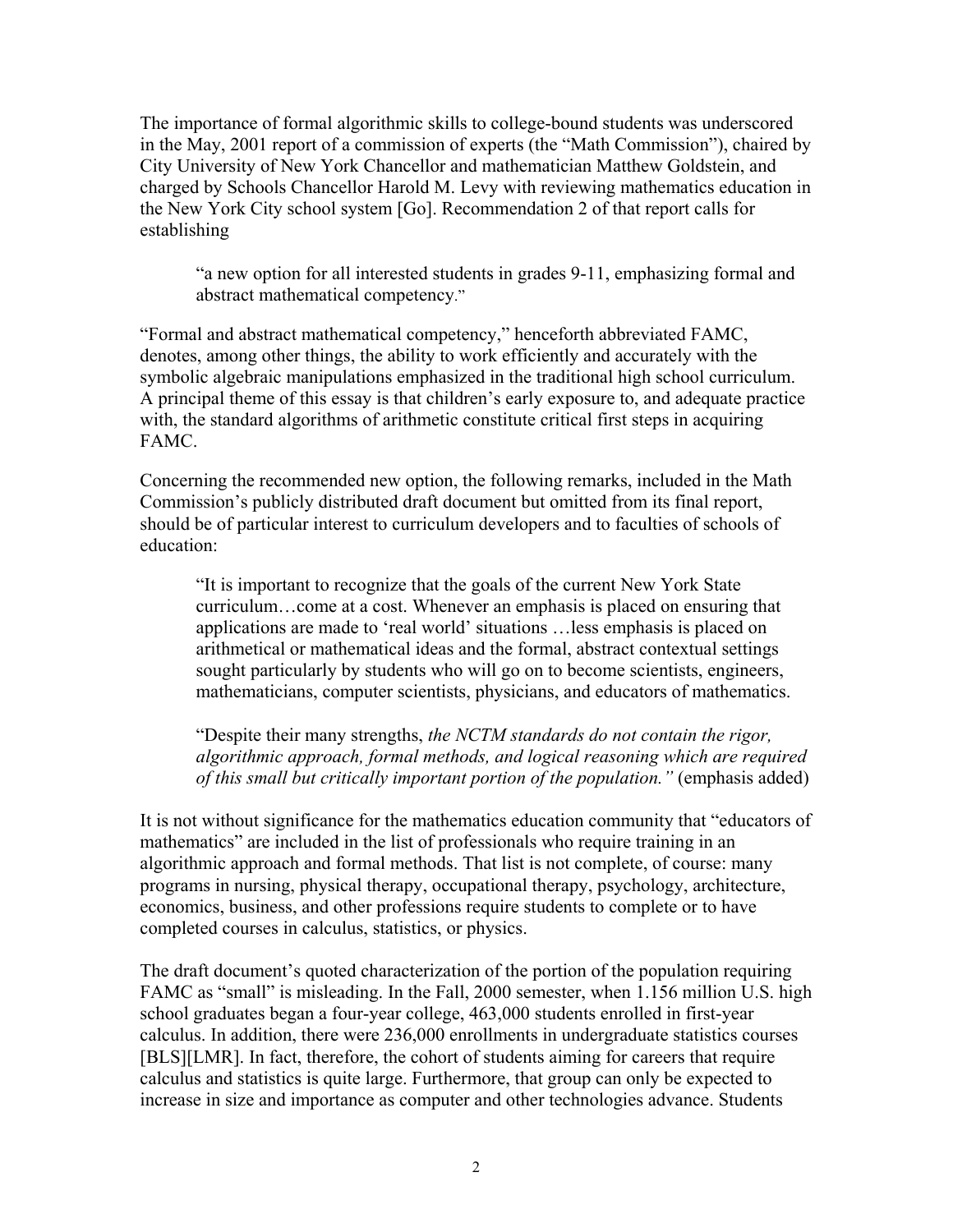The importance of formal algorithmic skills to college-bound students was underscored in the May, 2001 report of a commission of experts (the "Math Commission"), chaired by City University of New York Chancellor and mathematician Matthew Goldstein, and charged by Schools Chancellor Harold M. Levy with reviewing mathematics education in the New York City school system [Go]. Recommendation 2 of that report calls for establishing

> "a new option for all interested students in grades 9-11, emphasizing formal and abstract mathematical competency."

"Formal and abstract mathematical competency," henceforth abbreviated FAMC, denotes, among other things, the ability to work efficiently and accurately with the symbolic algebraic manipulations emphasized in the traditional high school curriculum. A principal theme of this essay is that children's early exposure to, and adequate practice with, the standard algorithms of arithmetic constitute critical first steps in acquiring FAMC.

Concerning the recommended new option, the following remarks, included in the Math Commission's publicly distributed draft document but omitted from its final report, should be of particular interest to curriculum developers and to faculties of schools of education:

> "It is important to recognize that the goals of the current New York State curriculum…come at a cost. Whenever an emphasis is placed on ensuring that applications are made to 'real world' situations …less emphasis is placed on arithmetical or mathematical ideas and the formal, abstract contextual settings sought particularly by students who will go on to become scientists, engineers, mathematicians, computer scientists, physicians, and educators of mathematics.
>
> "Despite their many strengths, *the NCTM standards do not contain the rigor, algorithmic approach, formal methods, and logical reasoning which are required of this small but critically important portion of the population."* (emphasis added)

It is not without significance for the mathematics education community that "educators of mathematics" are included in the list of professionals who require training in an algorithmic approach and formal methods. That list is not complete, of course: many programs in nursing, physical therapy, occupational therapy, psychology, architecture, economics, business, and other professions require students to complete or to have completed courses in calculus, statistics, or physics.

The draft document's quoted characterization of the portion of the population requiring FAMC as "small" is misleading. In the Fall, 2000 semester, when 1.156 million U.S. high school graduates began a four-year college, 463,000 students enrolled in first-year calculus. In addition, there were 236,000 enrollments in undergraduate statistics courses [BLS][LMR]. In fact, therefore, the cohort of students aiming for careers that require calculus and statistics is quite large. Furthermore, that group can only be expected to increase in size and importance as computer and other technologies advance. Students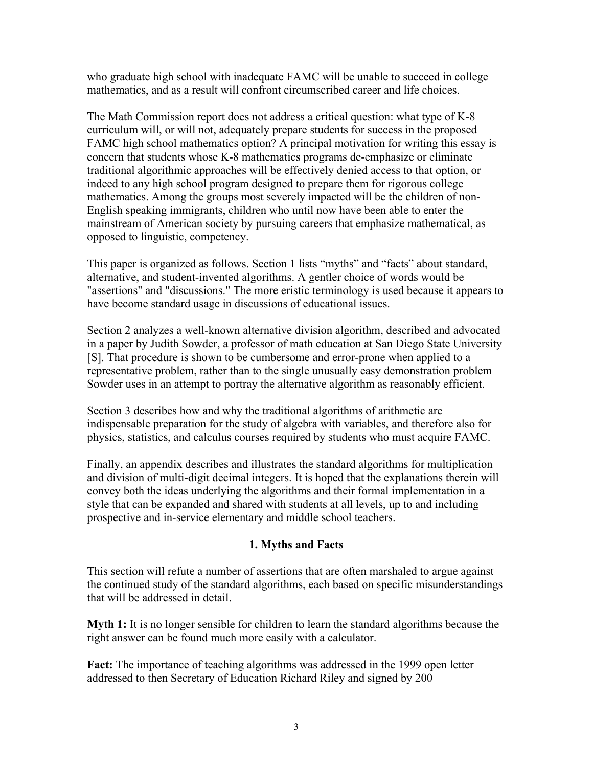who graduate high school with inadequate FAMC will be unable to succeed in college mathematics, and as a result will confront circumscribed career and life choices.

The Math Commission report does not address a critical question: what type of K-8 curriculum will, or will not, adequately prepare students for success in the proposed FAMC high school mathematics option? A principal motivation for writing this essay is concern that students whose K-8 mathematics programs de-emphasize or eliminate traditional algorithmic approaches will be effectively denied access to that option, or indeed to any high school program designed to prepare them for rigorous college mathematics. Among the groups most severely impacted will be the children of non-English speaking immigrants, children who until now have been able to enter the mainstream of American society by pursuing careers that emphasize mathematical, as opposed to linguistic, competency.

This paper is organized as follows. Section 1 lists "myths" and "facts" about standard, alternative, and student-invented algorithms. A gentler choice of words would be "assertions" and "discussions." The more eristic terminology is used because it appears to have become standard usage in discussions of educational issues.

Section 2 analyzes a well-known alternative division algorithm, described and advocated in a paper by Judith Sowder, a professor of math education at San Diego State University [S]. That procedure is shown to be cumbersome and error-prone when applied to a representative problem, rather than to the single unusually easy demonstration problem Sowder uses in an attempt to portray the alternative algorithm as reasonably efficient.

Section 3 describes how and why the traditional algorithms of arithmetic are indispensable preparation for the study of algebra with variables, and therefore also for physics, statistics, and calculus courses required by students who must acquire FAMC.

Finally, an appendix describes and illustrates the standard algorithms for multiplication and division of multi-digit decimal integers. It is hoped that the explanations therein will convey both the ideas underlying the algorithms and their formal implementation in a style that can be expanded and shared with students at all levels, up to and including prospective and in-service elementary and middle school teachers.

## 1. Myths and Facts

This section will refute a number of assertions that are often marshaled to argue against the continued study of the standard algorithms, each based on specific misunderstandings that will be addressed in detail.

**Myth 1:** It is no longer sensible for children to learn the standard algorithms because the right answer can be found much more easily with a calculator.

**Fact:** The importance of teaching algorithms was addressed in the 1999 open letter addressed to then Secretary of Education Richard Riley and signed by 200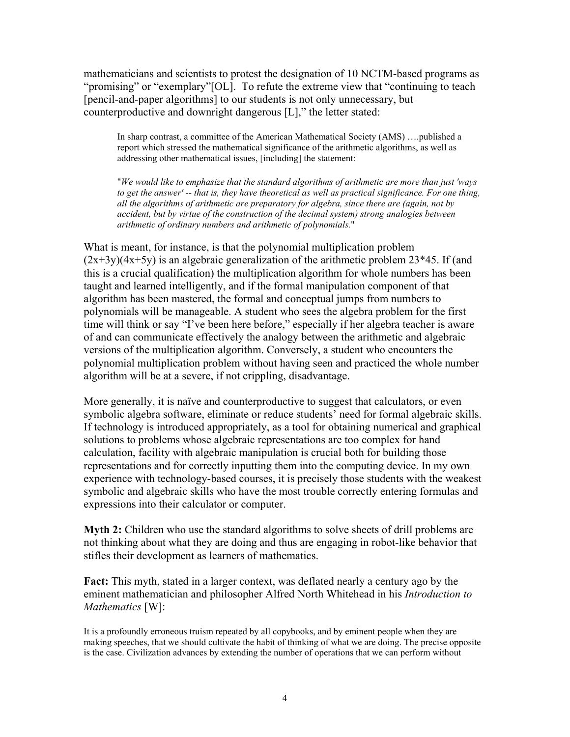mathematicians and scientists to protest the designation of 10 NCTM-based programs as "promising" or "exemplary"[OL]. To refute the extreme view that "continuing to teach [pencil-and-paper algorithms] to our students is not only unnecessary, but counterproductive and downright dangerous [L]," the letter stated:

> In sharp contrast, a committee of the American Mathematical Society (AMS) ….published a report which stressed the mathematical significance of the arithmetic algorithms, as well as addressing other mathematical issues, [including] the statement:
>
> "*We would like to emphasize that the standard algorithms of arithmetic are more than just 'ways to get the answer' -- that is, they have theoretical as well as practical significance. For one thing, all the algorithms of arithmetic are preparatory for algebra, since there are (again, not by accident, but by virtue of the construction of the decimal system) strong analogies between arithmetic of ordinary numbers and arithmetic of polynomials.*"

What is meant, for instance, is that the polynomial multiplication problem $(2x+3y)(4x+5y)$ is an algebraic generalization of the arithmetic problem $23*45$. If (and this is a crucial qualification) the multiplication algorithm for whole numbers has been taught and learned intelligently, and if the formal manipulation component of that algorithm has been mastered, the formal and conceptual jumps from numbers to polynomials will be manageable. A student who sees the algebra problem for the first time will think or say "I've been here before," especially if her algebra teacher is aware of and can communicate effectively the analogy between the arithmetic and algebraic versions of the multiplication algorithm. Conversely, a student who encounters the polynomial multiplication problem without having seen and practiced the whole number algorithm will be at a severe, if not crippling, disadvantage.

More generally, it is naïve and counterproductive to suggest that calculators, or even symbolic algebra software, eliminate or reduce students' need for formal algebraic skills. If technology is introduced appropriately, as a tool for obtaining numerical and graphical solutions to problems whose algebraic representations are too complex for hand calculation, facility with algebraic manipulation is crucial both for building those representations and for correctly inputting them into the computing device. In my own experience with technology-based courses, it is precisely those students with the weakest symbolic and algebraic skills who have the most trouble correctly entering formulas and expressions into their calculator or computer.

**Myth 2:** Children who use the standard algorithms to solve sheets of drill problems are not thinking about what they are doing and thus are engaging in robot-like behavior that stifles their development as learners of mathematics.

**Fact:** This myth, stated in a larger context, was deflated nearly a century ago by the eminent mathematician and philosopher Alfred North Whitehead in his *Introduction to Mathematics* [W]:

It is a profoundly erroneous truism repeated by all copybooks, and by eminent people when they are making speeches, that we should cultivate the habit of thinking of what we are doing. The precise opposite is the case. Civilization advances by extending the number of operations that we can perform without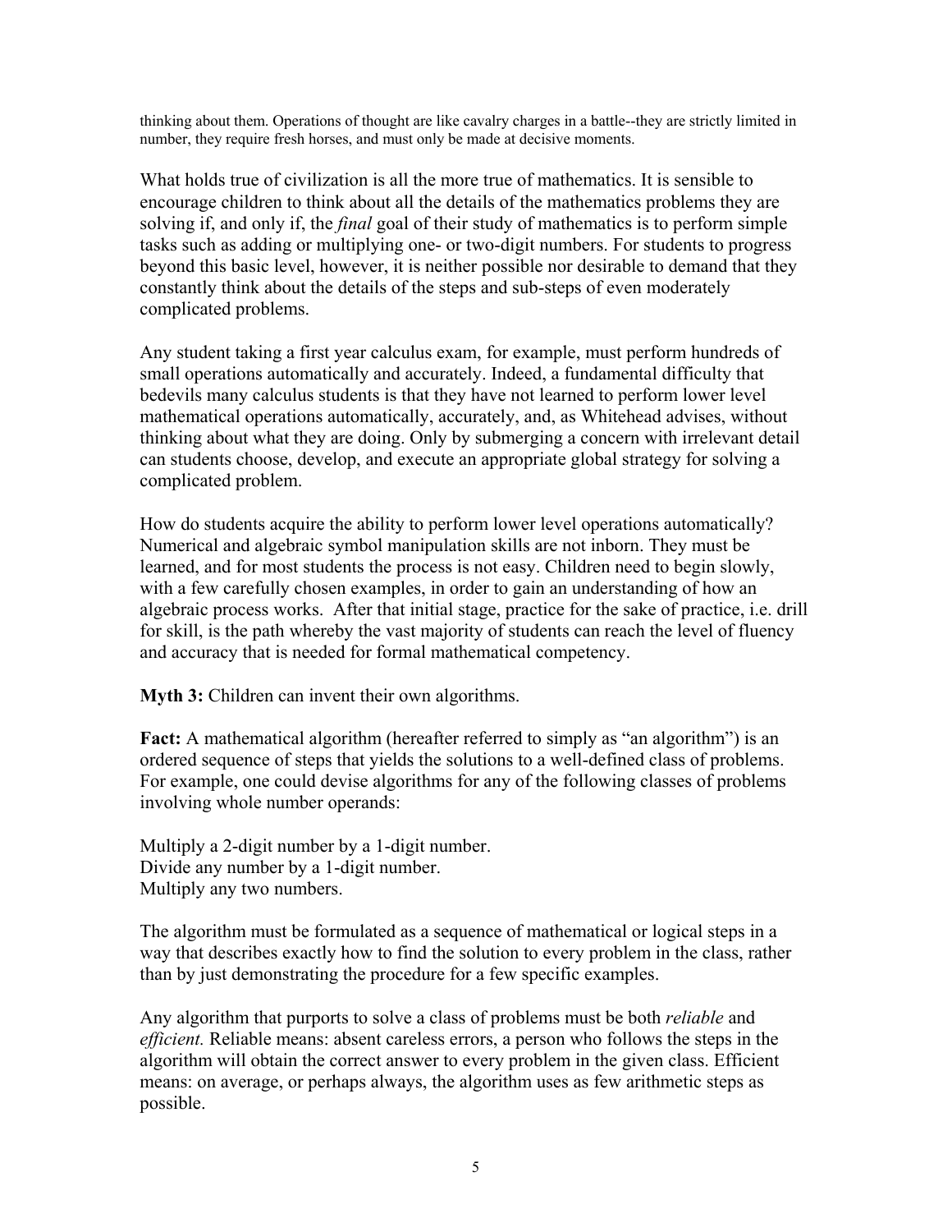thinking about them. Operations of thought are like cavalry charges in a battle--they are strictly limited in number, they require fresh horses, and must only be made at decisive moments.

What holds true of civilization is all the more true of mathematics. It is sensible to encourage children to think about all the details of the mathematics problems they are solving if, and only if, the *final* goal of their study of mathematics is to perform simple tasks such as adding or multiplying one- or two-digit numbers. For students to progress beyond this basic level, however, it is neither possible nor desirable to demand that they constantly think about the details of the steps and sub-steps of even moderately complicated problems.

Any student taking a first year calculus exam, for example, must perform hundreds of small operations automatically and accurately. Indeed, a fundamental difficulty that bedevils many calculus students is that they have not learned to perform lower level mathematical operations automatically, accurately, and, as Whitehead advises, without thinking about what they are doing. Only by submerging a concern with irrelevant detail can students choose, develop, and execute an appropriate global strategy for solving a complicated problem.

How do students acquire the ability to perform lower level operations automatically? Numerical and algebraic symbol manipulation skills are not inborn. They must be learned, and for most students the process is not easy. Children need to begin slowly, with a few carefully chosen examples, in order to gain an understanding of how an algebraic process works. After that initial stage, practice for the sake of practice, i.e. drill for skill, is the path whereby the vast majority of students can reach the level of fluency and accuracy that is needed for formal mathematical competency.

**Myth 3:** Children can invent their own algorithms.

**Fact:** A mathematical algorithm (hereafter referred to simply as "an algorithm") is an ordered sequence of steps that yields the solutions to a well-defined class of problems. For example, one could devise algorithms for any of the following classes of problems involving whole number operands:

Multiply a 2-digit number by a 1-digit number.
Divide any number by a 1-digit number.
Multiply any two numbers.

The algorithm must be formulated as a sequence of mathematical or logical steps in a way that describes exactly how to find the solution to every problem in the class, rather than by just demonstrating the procedure for a few specific examples.

Any algorithm that purports to solve a class of problems must be both *reliable* and *efficient.* Reliable means: absent careless errors, a person who follows the steps in the algorithm will obtain the correct answer to every problem in the given class. Efficient means: on average, or perhaps always, the algorithm uses as few arithmetic steps as possible.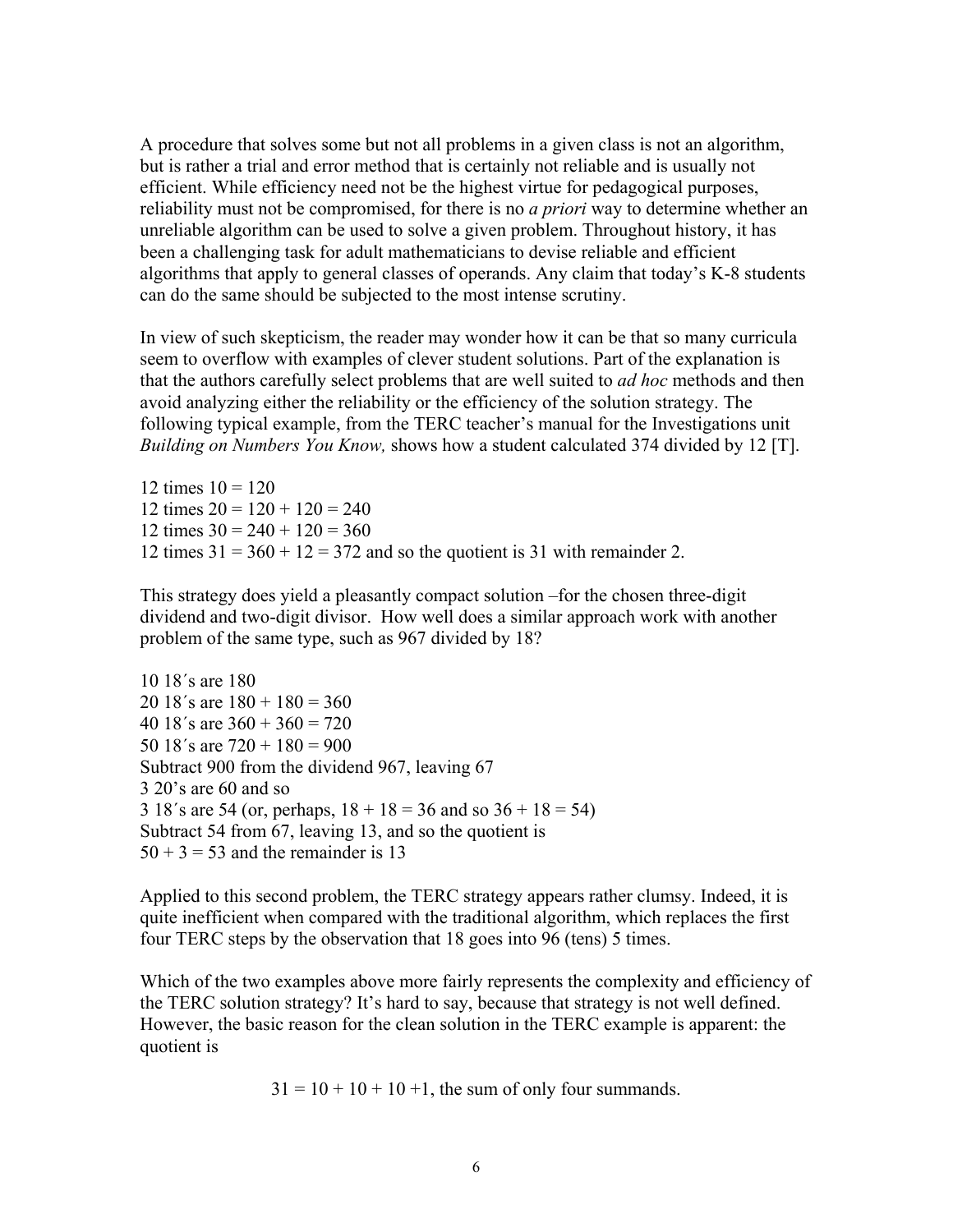A procedure that solves some but not all problems in a given class is not an algorithm, but is rather a trial and error method that is certainly not reliable and is usually not efficient. While efficiency need not be the highest virtue for pedagogical purposes, reliability must not be compromised, for there is no *a priori* way to determine whether an unreliable algorithm can be used to solve a given problem. Throughout history, it has been a challenging task for adult mathematicians to devise reliable and efficient algorithms that apply to general classes of operands. Any claim that today's K-8 students can do the same should be subjected to the most intense scrutiny.

In view of such skepticism, the reader may wonder how it can be that so many curricula seem to overflow with examples of clever student solutions. Part of the explanation is that the authors carefully select problems that are well suited to *ad hoc* methods and then avoid analyzing either the reliability or the efficiency of the solution strategy. The following typical example, from the TERC teacher's manual for the Investigations unit *Building on Numbers You Know,* shows how a student calculated 374 divided by 12 [T].

12 times 10 = 120
12 times 20 = 120 + 120 = 240
12 times 30 = 240 + 120 = 360
12 times 31 = 360 + 12 = 372 and so the quotient is 31 with remainder 2.

This strategy does yield a pleasantly compact solution –for the chosen three-digit dividend and two-digit divisor. How well does a similar approach work with another problem of the same type, such as 967 divided by 18?

10 18´s are 180
20 18´s are 180 + 180 = 360
40 18´s are 360 + 360 = 720
50 18´s are 720 + 180 = 900
Subtract 900 from the dividend 967, leaving 67
3 20's are 60 and so
3 18´s are 54 (or, perhaps, 18 + 18 = 36 and so 36 + 18 = 54)
Subtract 54 from 67, leaving 13, and so the quotient is
50 + 3 = 53 and the remainder is 13

Applied to this second problem, the TERC strategy appears rather clumsy. Indeed, it is quite inefficient when compared with the traditional algorithm, which replaces the first four TERC steps by the observation that 18 goes into 96 (tens) 5 times.

Which of the two examples above more fairly represents the complexity and efficiency of the TERC solution strategy? It's hard to say, because that strategy is not well defined. However, the basic reason for the clean solution in the TERC example is apparent: the quotient is

$$31 = 10 + 10 + 10 + 1, \text{ the sum of only four summands.}$$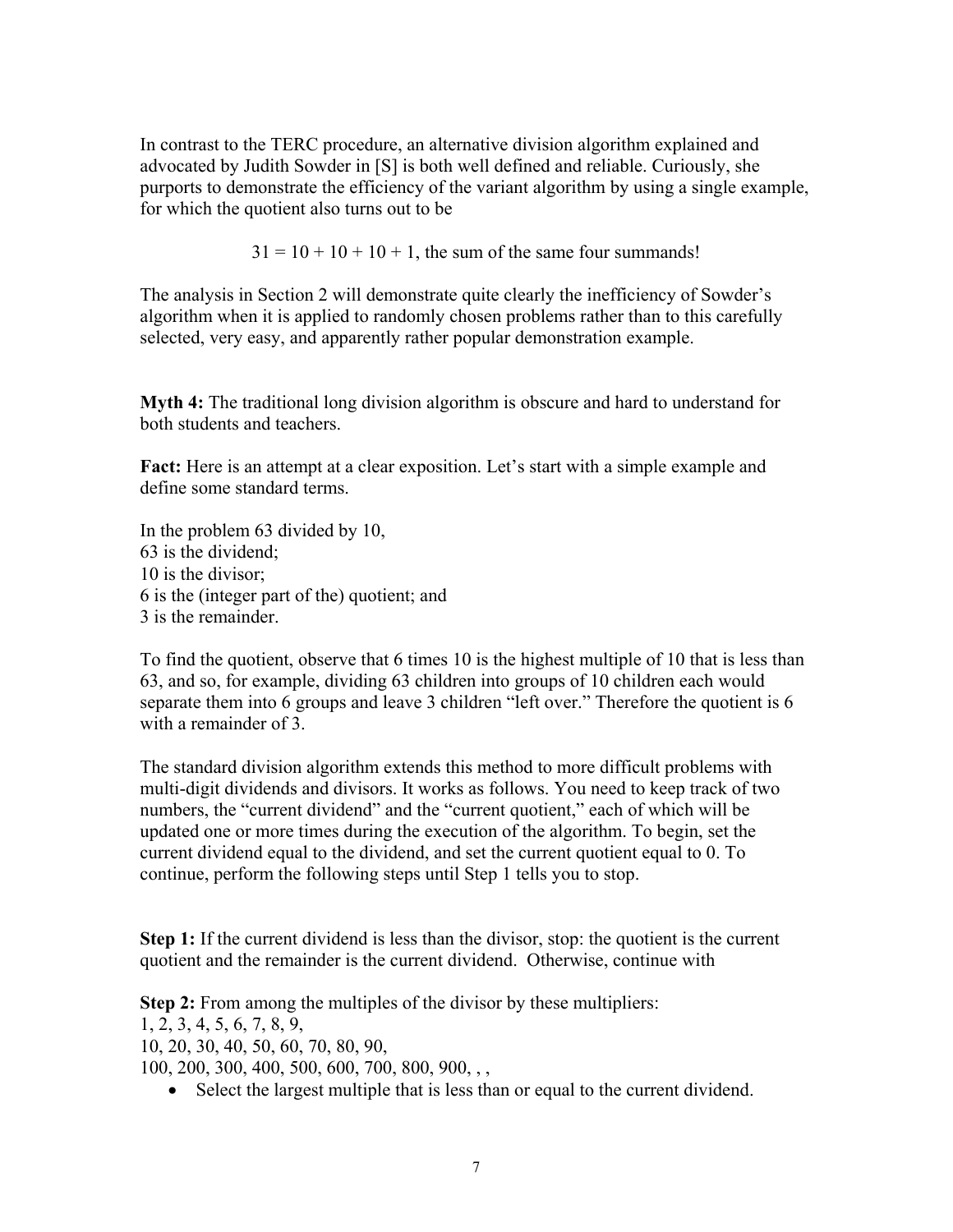In contrast to the TERC procedure, an alternative division algorithm explained and advocated by Judith Sowder in [S] is both well defined and reliable. Curiously, she purports to demonstrate the efficiency of the variant algorithm by using a single example, for which the quotient also turns out to be

$$31 = 10 + 10 + 10 + 1, \text{ the sum of the same four summands!}$$

The analysis in Section 2 will demonstrate quite clearly the inefficiency of Sowder's algorithm when it is applied to randomly chosen problems rather than to this carefully selected, very easy, and apparently rather popular demonstration example.

**Myth 4:** The traditional long division algorithm is obscure and hard to understand for both students and teachers.

**Fact:** Here is an attempt at a clear exposition. Let's start with a simple example and define some standard terms.

In the problem 63 divided by 10,
63 is the dividend;
10 is the divisor;
6 is the (integer part of the) quotient; and
3 is the remainder.

To find the quotient, observe that 6 times 10 is the highest multiple of 10 that is less than 63, and so, for example, dividing 63 children into groups of 10 children each would separate them into 6 groups and leave 3 children "left over." Therefore the quotient is 6 with a remainder of 3.

The standard division algorithm extends this method to more difficult problems with multi-digit dividends and divisors. It works as follows. You need to keep track of two numbers, the "current dividend" and the "current quotient," each of which will be updated one or more times during the execution of the algorithm. To begin, set the current dividend equal to the dividend, and set the current quotient equal to 0. To continue, perform the following steps until Step 1 tells you to stop.

**Step 1:** If the current dividend is less than the divisor, stop: the quotient is the current quotient and the remainder is the current dividend. Otherwise, continue with

**Step 2:** From among the multiples of the divisor by these multipliers:
1, 2, 3, 4, 5, 6, 7, 8, 9,
10, 20, 30, 40, 50, 60, 70, 80, 90,
100, 200, 300, 400, 500, 600, 700, 800, 900, , ,

- Select the largest multiple that is less than or equal to the current dividend.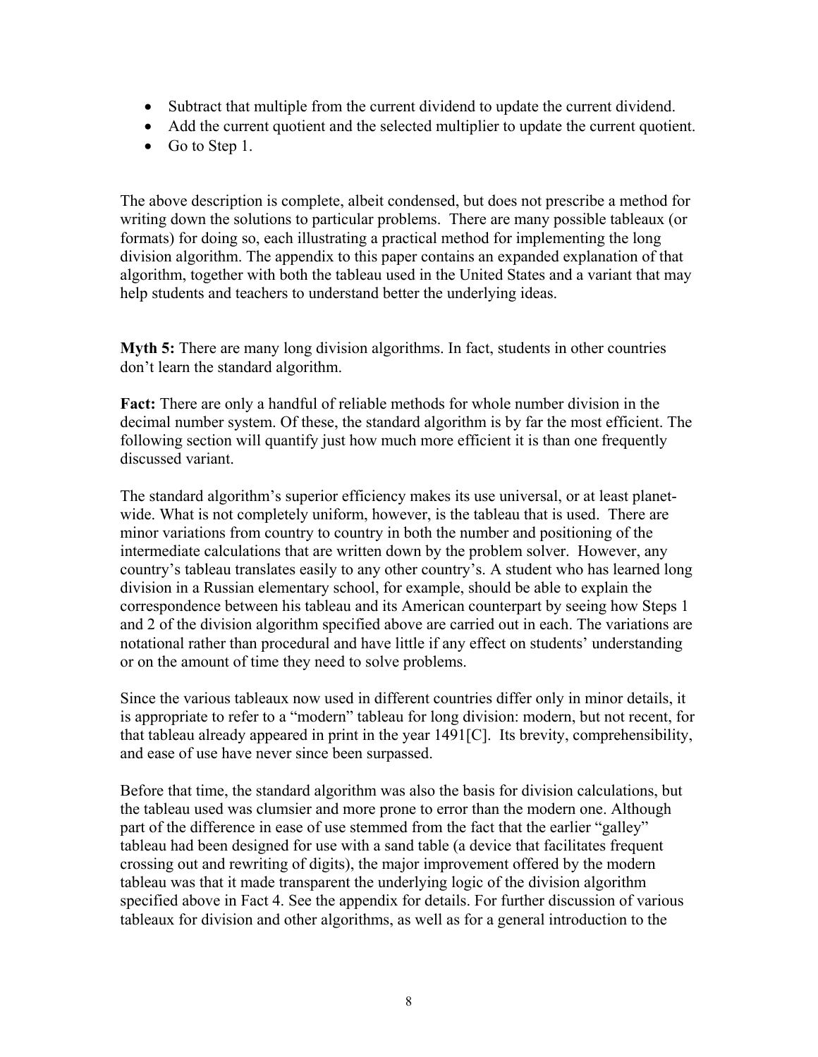- Subtract that multiple from the current dividend to update the current dividend.
- Add the current quotient and the selected multiplier to update the current quotient.
- Go to Step 1.

The above description is complete, albeit condensed, but does not prescribe a method for writing down the solutions to particular problems. There are many possible tableaux (or formats) for doing so, each illustrating a practical method for implementing the long division algorithm. The appendix to this paper contains an expanded explanation of that algorithm, together with both the tableau used in the United States and a variant that may help students and teachers to understand better the underlying ideas.

**Myth 5:** There are many long division algorithms. In fact, students in other countries don't learn the standard algorithm.

**Fact:** There are only a handful of reliable methods for whole number division in the decimal number system. Of these, the standard algorithm is by far the most efficient. The following section will quantify just how much more efficient it is than one frequently discussed variant.

The standard algorithm's superior efficiency makes its use universal, or at least planet-wide. What is not completely uniform, however, is the tableau that is used. There are minor variations from country to country in both the number and positioning of the intermediate calculations that are written down by the problem solver. However, any country's tableau translates easily to any other country's. A student who has learned long division in a Russian elementary school, for example, should be able to explain the correspondence between his tableau and its American counterpart by seeing how Steps 1 and 2 of the division algorithm specified above are carried out in each. The variations are notational rather than procedural and have little if any effect on students' understanding or on the amount of time they need to solve problems.

Since the various tableaux now used in different countries differ only in minor details, it is appropriate to refer to a "modern" tableau for long division: modern, but not recent, for that tableau already appeared in print in the year 1491[C]. Its brevity, comprehensibility, and ease of use have never since been surpassed.

Before that time, the standard algorithm was also the basis for division calculations, but the tableau used was clumsier and more prone to error than the modern one. Although part of the difference in ease of use stemmed from the fact that the earlier "galley" tableau had been designed for use with a sand table (a device that facilitates frequent crossing out and rewriting of digits), the major improvement offered by the modern tableau was that it made transparent the underlying logic of the division algorithm specified above in Fact 4. See the appendix for details. For further discussion of various tableaux for division and other algorithms, as well as for a general introduction to the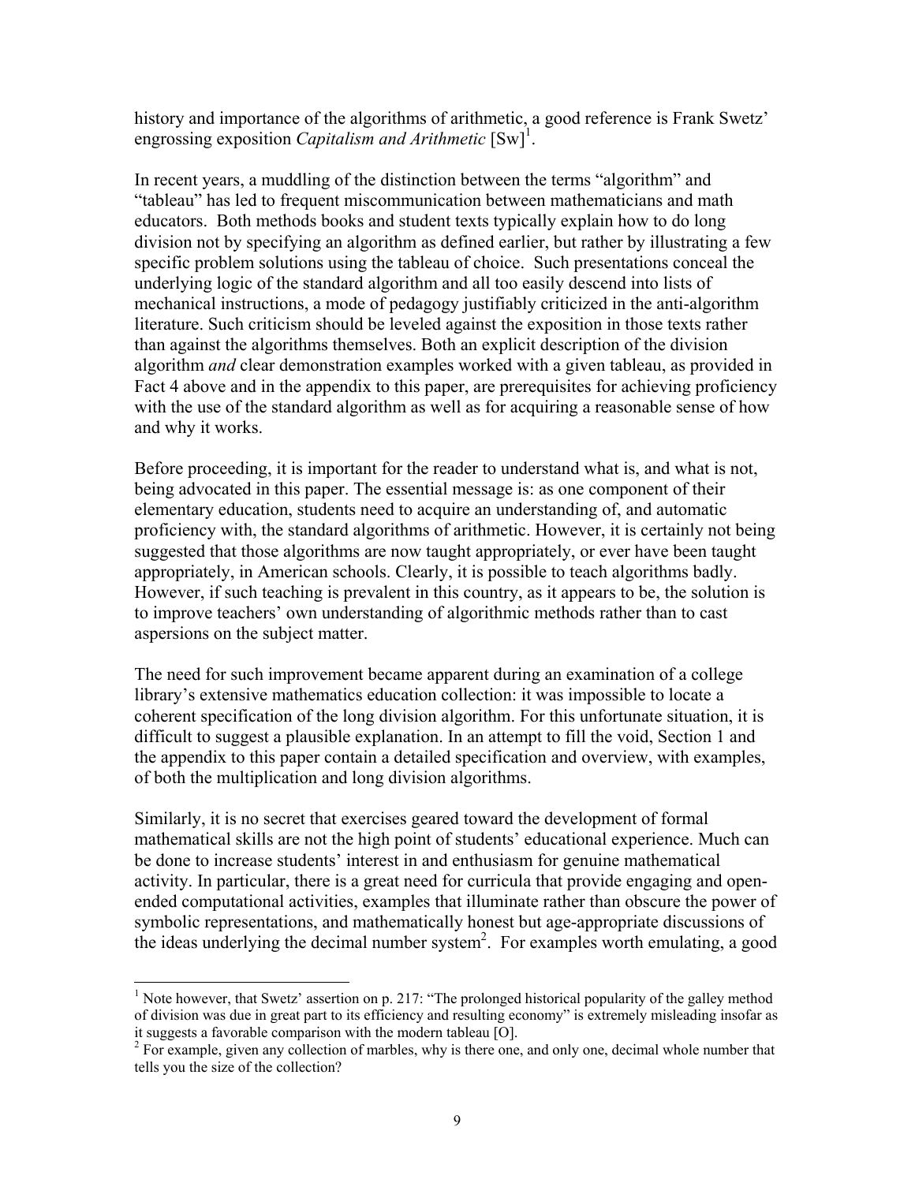history and importance of the algorithms of arithmetic, a good reference is Frank Swetz' engrossing exposition *Capitalism and Arithmetic* [Sw][1].

In recent years, a muddling of the distinction between the terms "algorithm" and "tableau" has led to frequent miscommunication between mathematicians and math educators. Both methods books and student texts typically explain how to do long division not by specifying an algorithm as defined earlier, but rather by illustrating a few specific problem solutions using the tableau of choice. Such presentations conceal the underlying logic of the standard algorithm and all too easily descend into lists of mechanical instructions, a mode of pedagogy justifiably criticized in the anti-algorithm literature. Such criticism should be leveled against the exposition in those texts rather than against the algorithms themselves. Both an explicit description of the division algorithm *and* clear demonstration examples worked with a given tableau, as provided in Fact 4 above and in the appendix to this paper, are prerequisites for achieving proficiency with the use of the standard algorithm as well as for acquiring a reasonable sense of how and why it works.

Before proceeding, it is important for the reader to understand what is, and what is not, being advocated in this paper. The essential message is: as one component of their elementary education, students need to acquire an understanding of, and automatic proficiency with, the standard algorithms of arithmetic. However, it is certainly not being suggested that those algorithms are now taught appropriately, or ever have been taught appropriately, in American schools. Clearly, it is possible to teach algorithms badly. However, if such teaching is prevalent in this country, as it appears to be, the solution is to improve teachers' own understanding of algorithmic methods rather than to cast aspersions on the subject matter.

The need for such improvement became apparent during an examination of a college library's extensive mathematics education collection: it was impossible to locate a coherent specification of the long division algorithm. For this unfortunate situation, it is difficult to suggest a plausible explanation. In an attempt to fill the void, Section 1 and the appendix to this paper contain a detailed specification and overview, with examples, of both the multiplication and long division algorithms.

Similarly, it is no secret that exercises geared toward the development of formal mathematical skills are not the high point of students' educational experience. Much can be done to increase students' interest in and enthusiasm for genuine mathematical activity. In particular, there is a great need for curricula that provide engaging and open-ended computational activities, examples that illuminate rather than obscure the power of symbolic representations, and mathematically honest but age-appropriate discussions of the ideas underlying the decimal number system[2]. For examples worth emulating, a good

---

[1] Note however, that Swetz' assertion on p. 217: "The prolonged historical popularity of the galley method of division was due in great part to its efficiency and resulting economy" is extremely misleading insofar as it suggests a favorable comparison with the modern tableau [O].

[2] For example, given any collection of marbles, why is there one, and only one, decimal whole number that tells you the size of the collection?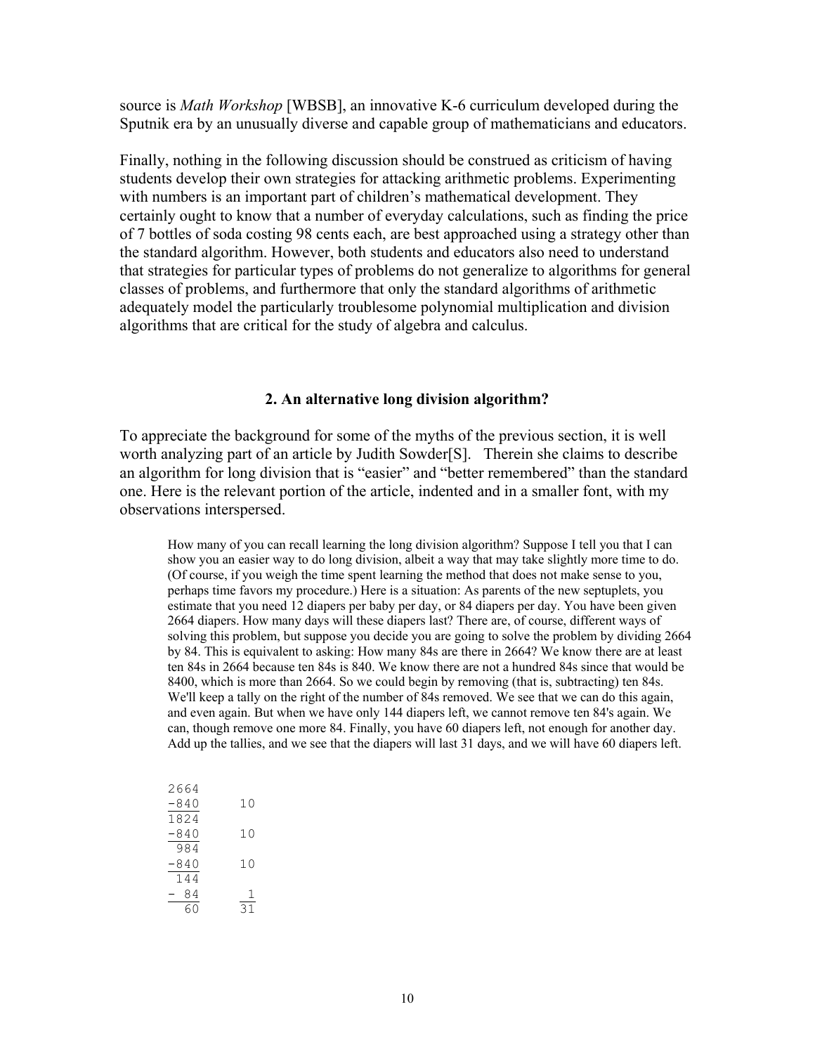source is *Math Workshop* [WBSB], an innovative K-6 curriculum developed during the Sputnik era by an unusually diverse and capable group of mathematicians and educators.

Finally, nothing in the following discussion should be construed as criticism of having students develop their own strategies for attacking arithmetic problems. Experimenting with numbers is an important part of children's mathematical development. They certainly ought to know that a number of everyday calculations, such as finding the price of 7 bottles of soda costing 98 cents each, are best approached using a strategy other than the standard algorithm. However, both students and educators also need to understand that strategies for particular types of problems do not generalize to algorithms for general classes of problems, and furthermore that only the standard algorithms of arithmetic adequately model the particularly troublesome polynomial multiplication and division algorithms that are critical for the study of algebra and calculus.

## 2. An alternative long division algorithm?

To appreciate the background for some of the myths of the previous section, it is well worth analyzing part of an article by Judith Sowder[S]. Therein she claims to describe an algorithm for long division that is "easier" and "better remembered" than the standard one. Here is the relevant portion of the article, indented and in a smaller font, with my observations interspersed.

> How many of you can recall learning the long division algorithm? Suppose I tell you that I can show you an easier way to do long division, albeit a way that may take slightly more time to do. (Of course, if you weigh the time spent learning the method that does not make sense to you, perhaps time favors my procedure.) Here is a situation: As parents of the new septuplets, you estimate that you need 12 diapers per baby per day, or 84 diapers per day. You have been given 2664 diapers. How many days will these diapers last? There are, of course, different ways of solving this problem, but suppose you decide you are going to solve the problem by dividing 2664 by 84. This is equivalent to asking: How many 84s are there in 2664? We know there are at least ten 84s in 2664 because ten 84s is 840. We know there are not a hundred 84s since that would be 8400, which is more than 2664. So we could begin by removing (that is, subtracting) ten 84s. We'll keep a tally on the right of the number of 84s removed. We see that we can do this again, and even again. But when we have only 144 diapers left, we cannot remove ten 84's again. We can, though remove one more 84. Finally, you have 60 diapers left, not enough for another day. Add up the tallies, and we see that the diapers will last 31 days, and we will have 60 diapers left.

```
2664
-840     10
----
1824
-840     10
----
 984
-840     10
----
 144
- 84      1
----     --
  60     31
```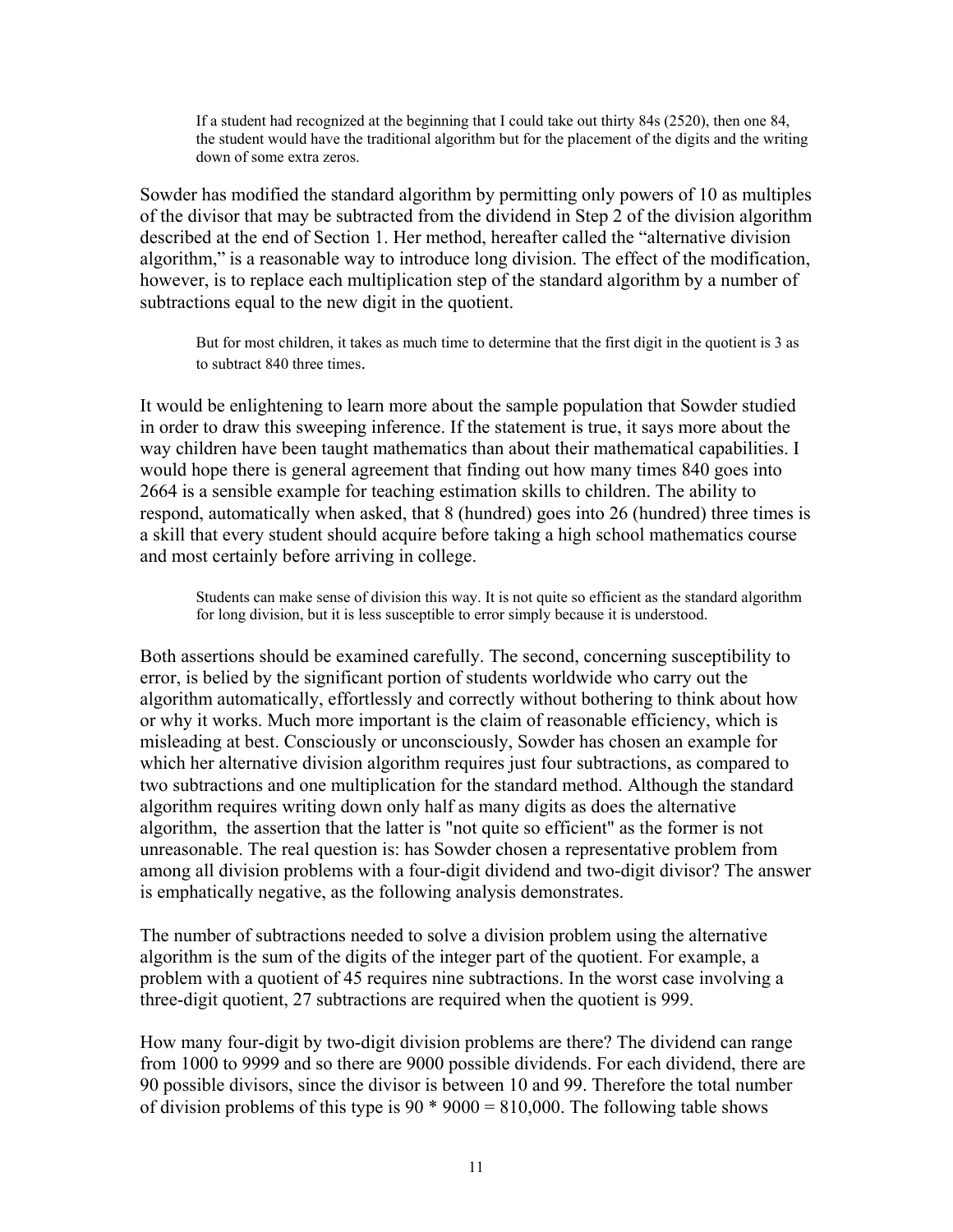> If a student had recognized at the beginning that I could take out thirty 84s (2520), then one 84, the student would have the traditional algorithm but for the placement of the digits and the writing down of some extra zeros.

Sowder has modified the standard algorithm by permitting only powers of 10 as multiples of the divisor that may be subtracted from the dividend in Step 2 of the division algorithm described at the end of Section 1. Her method, hereafter called the "alternative division algorithm," is a reasonable way to introduce long division. The effect of the modification, however, is to replace each multiplication step of the standard algorithm by a number of subtractions equal to the new digit in the quotient.

> But for most children, it takes as much time to determine that the first digit in the quotient is 3 as to subtract 840 three times.

It would be enlightening to learn more about the sample population that Sowder studied in order to draw this sweeping inference. If the statement is true, it says more about the way children have been taught mathematics than about their mathematical capabilities. I would hope there is general agreement that finding out how many times 840 goes into 2664 is a sensible example for teaching estimation skills to children. The ability to respond, automatically when asked, that 8 (hundred) goes into 26 (hundred) three times is a skill that every student should acquire before taking a high school mathematics course and most certainly before arriving in college.

> Students can make sense of division this way. It is not quite so efficient as the standard algorithm for long division, but it is less susceptible to error simply because it is understood.

Both assertions should be examined carefully. The second, concerning susceptibility to error, is belied by the significant portion of students worldwide who carry out the algorithm automatically, effortlessly and correctly without bothering to think about how or why it works. Much more important is the claim of reasonable efficiency, which is misleading at best. Consciously or unconsciously, Sowder has chosen an example for which her alternative division algorithm requires just four subtractions, as compared to two subtractions and one multiplication for the standard method. Although the standard algorithm requires writing down only half as many digits as does the alternative algorithm, the assertion that the latter is "not quite so efficient" as the former is not unreasonable. The real question is: has Sowder chosen a representative problem from among all division problems with a four-digit dividend and two-digit divisor? The answer is emphatically negative, as the following analysis demonstrates.

The number of subtractions needed to solve a division problem using the alternative algorithm is the sum of the digits of the integer part of the quotient. For example, a problem with a quotient of 45 requires nine subtractions. In the worst case involving a three-digit quotient, 27 subtractions are required when the quotient is 999.

How many four-digit by two-digit division problems are there? The dividend can range from 1000 to 9999 and so there are 9000 possible dividends. For each dividend, there are 90 possible divisors, since the divisor is between 10 and 99. Therefore the total number of division problems of this type is 90 * 9000 = 810,000. The following table shows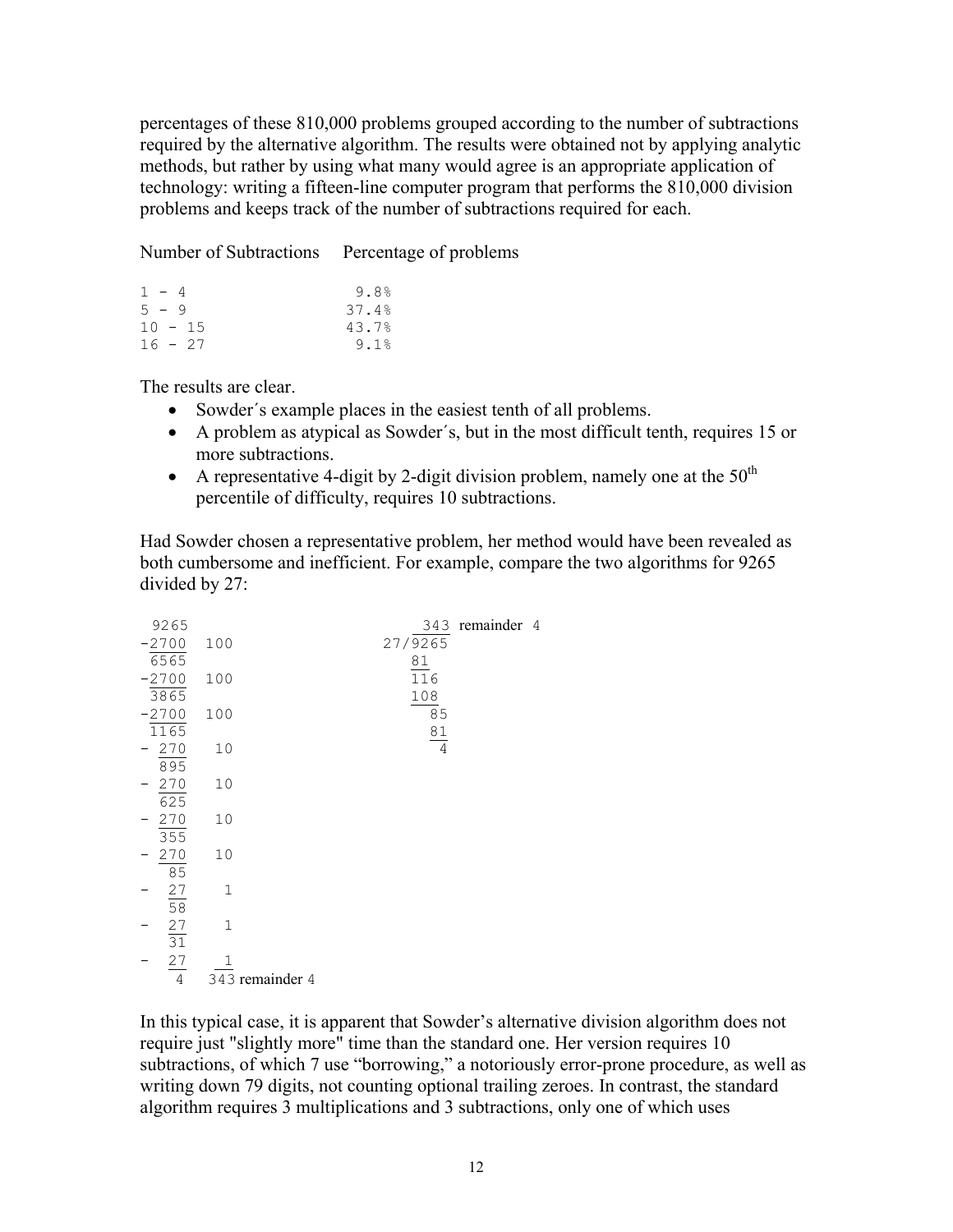percentages of these 810,000 problems grouped according to the number of subtractions required by the alternative algorithm. The results were obtained not by applying analytic methods, but rather by using what many would agree is an appropriate application of technology: writing a fifteen-line computer program that performs the 810,000 division problems and keeps track of the number of subtractions required for each.

| Number of Subtractions | Percentage of problems |
|---|---|
| 1 - 4 | 9.8% |
| 5 - 9 | 37.4% |
| 10 - 15 | 43.7% |
| 16 - 27 | 9.1% |

The results are clear.

- Sowder´s example places in the easiest tenth of all problems.
- A problem as atypical as Sowder´s, but in the most difficult tenth, requires 15 or more subtractions.
- A representative 4-digit by 2-digit division problem, namely one at the 50th percentile of difficulty, requires 10 subtractions.

Had Sowder chosen a representative problem, her method would have been revealed as both cumbersome and inefficient. For example, compare the two algorithms for 9265 divided by 27:

```
 9265                            343  remainder 4
-2700  100                    27/9265
 6565                            81
-2700  100                       116
 3865                            108
-2700  100                        85
 1165                             81
- 270   10                         4
  895
- 270   10
  625
- 270   10
  355
- 270   10
   85
-  27    1
   58
-  27    1
   31
-  27    1
    4  343 remainder 4
```

In this typical case, it is apparent that Sowder's alternative division algorithm does not require just "slightly more" time than the standard one. Her version requires 10 subtractions, of which 7 use "borrowing," a notoriously error-prone procedure, as well as writing down 79 digits, not counting optional trailing zeroes. In contrast, the standard algorithm requires 3 multiplications and 3 subtractions, only one of which uses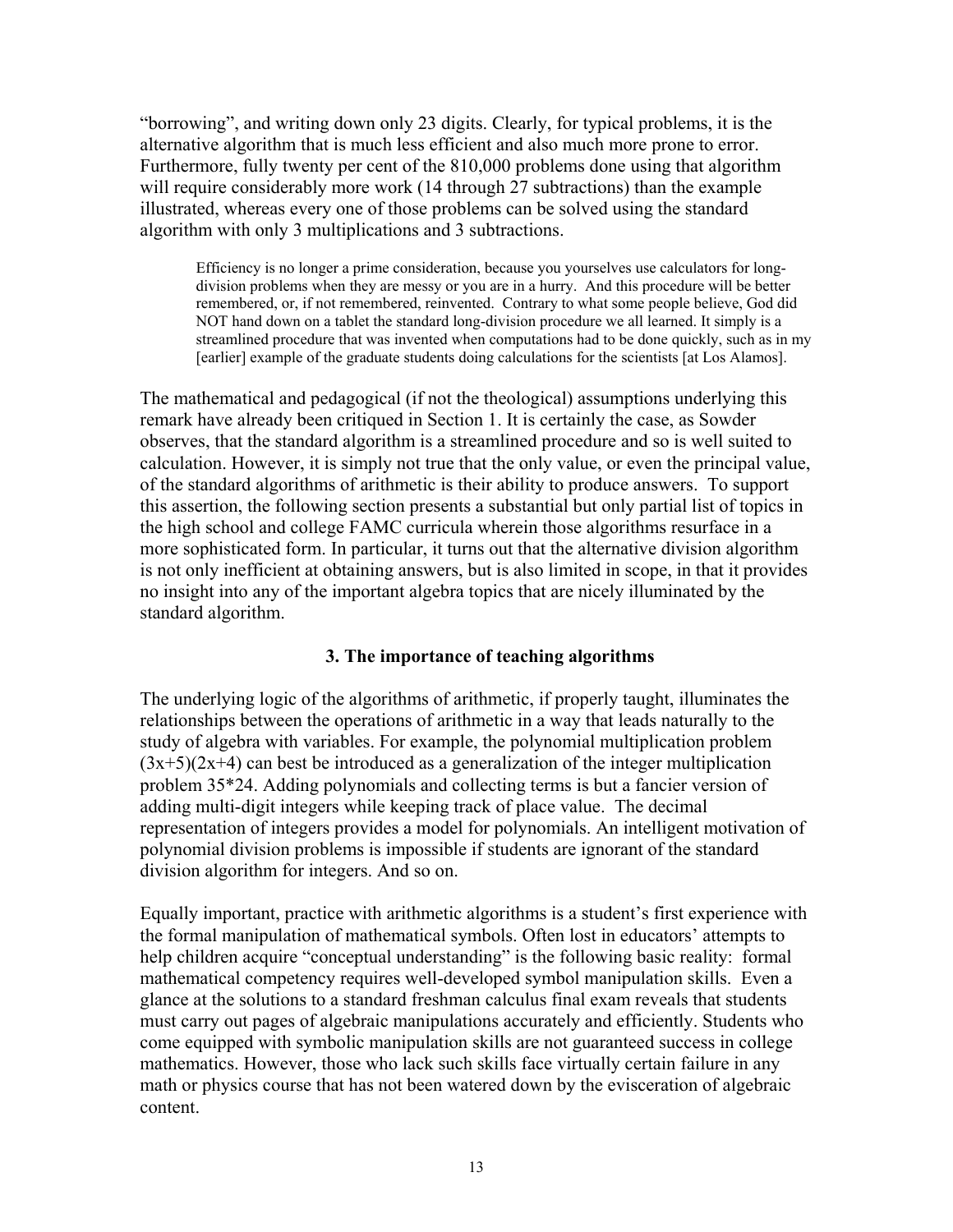"borrowing", and writing down only 23 digits. Clearly, for typical problems, it is the alternative algorithm that is much less efficient and also much more prone to error. Furthermore, fully twenty per cent of the 810,000 problems done using that algorithm will require considerably more work (14 through 27 subtractions) than the example illustrated, whereas every one of those problems can be solved using the standard algorithm with only 3 multiplications and 3 subtractions.

> Efficiency is no longer a prime consideration, because you yourselves use calculators for long-division problems when they are messy or you are in a hurry. And this procedure will be better remembered, or, if not remembered, reinvented. Contrary to what some people believe, God did NOT hand down on a tablet the standard long-division procedure we all learned. It simply is a streamlined procedure that was invented when computations had to be done quickly, such as in my [earlier] example of the graduate students doing calculations for the scientists [at Los Alamos].

The mathematical and pedagogical (if not the theological) assumptions underlying this remark have already been critiqued in Section 1. It is certainly the case, as Sowder observes, that the standard algorithm is a streamlined procedure and so is well suited to calculation. However, it is simply not true that the only value, or even the principal value, of the standard algorithms of arithmetic is their ability to produce answers. To support this assertion, the following section presents a substantial but only partial list of topics in the high school and college FAMC curricula wherein those algorithms resurface in a more sophisticated form. In particular, it turns out that the alternative division algorithm is not only inefficient at obtaining answers, but is also limited in scope, in that it provides no insight into any of the important algebra topics that are nicely illuminated by the standard algorithm.

## 3. The importance of teaching algorithms

The underlying logic of the algorithms of arithmetic, if properly taught, illuminates the relationships between the operations of arithmetic in a way that leads naturally to the study of algebra with variables. For example, the polynomial multiplication problem $(3x+5)(2x+4)$ can best be introduced as a generalization of the integer multiplication problem 35*24. Adding polynomials and collecting terms is but a fancier version of adding multi-digit integers while keeping track of place value. The decimal representation of integers provides a model for polynomials. An intelligent motivation of polynomial division problems is impossible if students are ignorant of the standard division algorithm for integers. And so on.

Equally important, practice with arithmetic algorithms is a student's first experience with the formal manipulation of mathematical symbols. Often lost in educators' attempts to help children acquire "conceptual understanding" is the following basic reality: formal mathematical competency requires well-developed symbol manipulation skills. Even a glance at the solutions to a standard freshman calculus final exam reveals that students must carry out pages of algebraic manipulations accurately and efficiently. Students who come equipped with symbolic manipulation skills are not guaranteed success in college mathematics. However, those who lack such skills face virtually certain failure in any math or physics course that has not been watered down by the evisceration of algebraic content.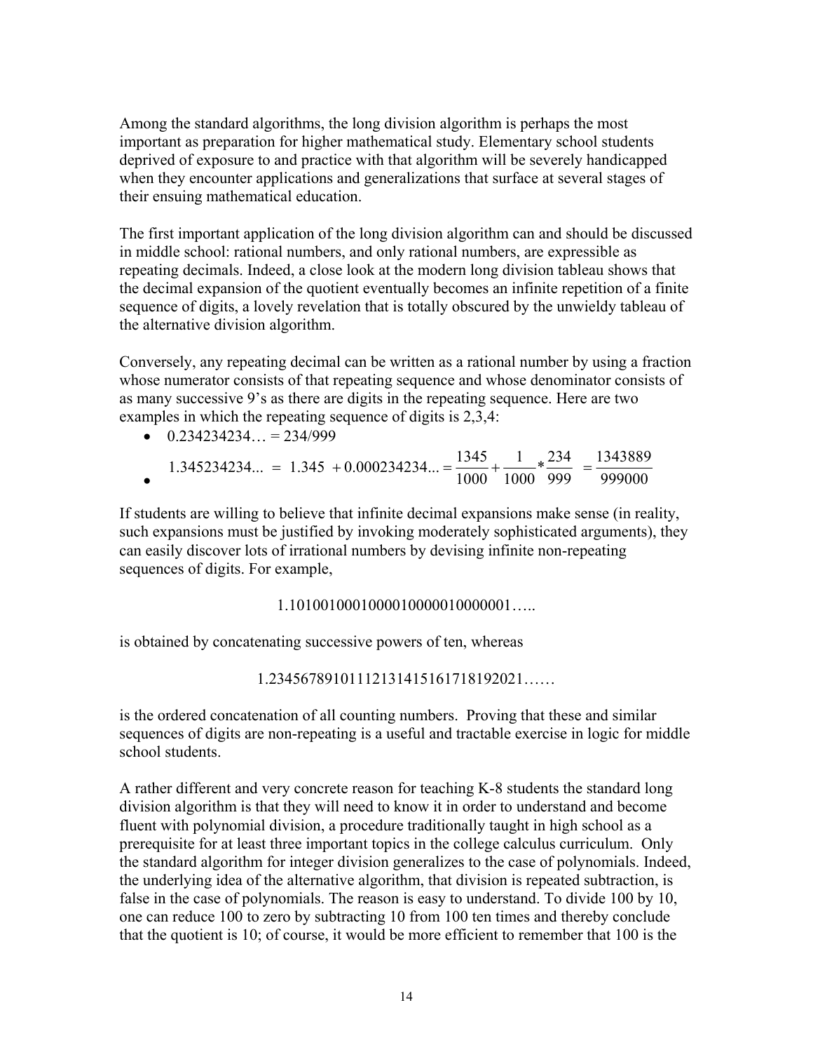Among the standard algorithms, the long division algorithm is perhaps the most important as preparation for higher mathematical study. Elementary school students deprived of exposure to and practice with that algorithm will be severely handicapped when they encounter applications and generalizations that surface at several stages of their ensuing mathematical education.

The first important application of the long division algorithm can and should be discussed in middle school: rational numbers, and only rational numbers, are expressible as repeating decimals. Indeed, a close look at the modern long division tableau shows that the decimal expansion of the quotient eventually becomes an infinite repetition of a finite sequence of digits, a lovely revelation that is totally obscured by the unwieldy tableau of the alternative division algorithm.

Conversely, any repeating decimal can be written as a rational number by using a fraction whose numerator consists of that repeating sequence and whose denominator consists of as many successive 9's as there are digits in the repeating sequence. Here are two examples in which the repeating sequence of digits is 2,3,4:

- 0.234234234… = 234/999
- $1.345234234... = 1.345 + 0.000234234... = \frac{1345}{1000} + \frac{1}{1000} * \frac{234}{999} = \frac{1343889}{999000}$

If students are willing to believe that infinite decimal expansions make sense (in reality, such expansions must be justified by invoking moderately sophisticated arguments), they can easily discover lots of irrational numbers by devising infinite non-repeating sequences of digits. For example,

1.1010010001000010000010000001…..

is obtained by concatenating successive powers of ten, whereas

1.23456789101112131415161718192021……

is the ordered concatenation of all counting numbers. Proving that these and similar sequences of digits are non-repeating is a useful and tractable exercise in logic for middle school students.

A rather different and very concrete reason for teaching K-8 students the standard long division algorithm is that they will need to know it in order to understand and become fluent with polynomial division, a procedure traditionally taught in high school as a prerequisite for at least three important topics in the college calculus curriculum. Only the standard algorithm for integer division generalizes to the case of polynomials. Indeed, the underlying idea of the alternative algorithm, that division is repeated subtraction, is false in the case of polynomials. The reason is easy to understand. To divide 100 by 10, one can reduce 100 to zero by subtracting 10 from 100 ten times and thereby conclude that the quotient is 10; of course, it would be more efficient to remember that 100 is the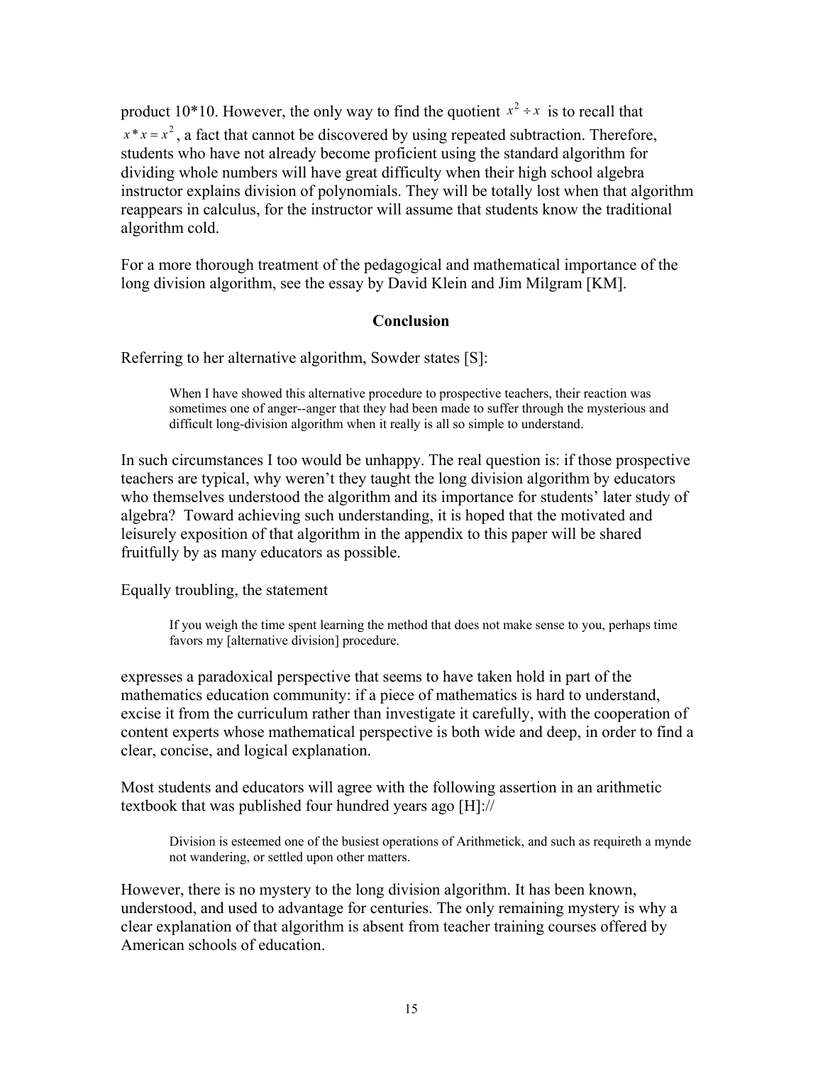product 10*10. However, the only way to find the quotient $x^2 \div x$ is to recall that $x * x = x^2$, a fact that cannot be discovered by using repeated subtraction. Therefore, students who have not already become proficient using the standard algorithm for dividing whole numbers will have great difficulty when their high school algebra instructor explains division of polynomials. They will be totally lost when that algorithm reappears in calculus, for the instructor will assume that students know the traditional algorithm cold.

For a more thorough treatment of the pedagogical and mathematical importance of the long division algorithm, see the essay by David Klein and Jim Milgram [KM].

## Conclusion

Referring to her alternative algorithm, Sowder states [S]:

> When I have showed this alternative procedure to prospective teachers, their reaction was sometimes one of anger--anger that they had been made to suffer through the mysterious and difficult long-division algorithm when it really is all so simple to understand.

In such circumstances I too would be unhappy. The real question is: if those prospective teachers are typical, why weren't they taught the long division algorithm by educators who themselves understood the algorithm and its importance for students' later study of algebra? Toward achieving such understanding, it is hoped that the motivated and leisurely exposition of that algorithm in the appendix to this paper will be shared fruitfully by as many educators as possible.

Equally troubling, the statement

> If you weigh the time spent learning the method that does not make sense to you, perhaps time favors my [alternative division] procedure.

expresses a paradoxical perspective that seems to have taken hold in part of the mathematics education community: if a piece of mathematics is hard to understand, excise it from the curriculum rather than investigate it carefully, with the cooperation of content experts whose mathematical perspective is both wide and deep, in order to find a clear, concise, and logical explanation.

Most students and educators will agree with the following assertion in an arithmetic textbook that was published four hundred years ago [H]://

> Division is esteemed one of the busiest operations of Arithmetick, and such as requireth a mynde not wandering, or settled upon other matters.

However, there is no mystery to the long division algorithm. It has been known, understood, and used to advantage for centuries. The only remaining mystery is why a clear explanation of that algorithm is absent from teacher training courses offered by American schools of education.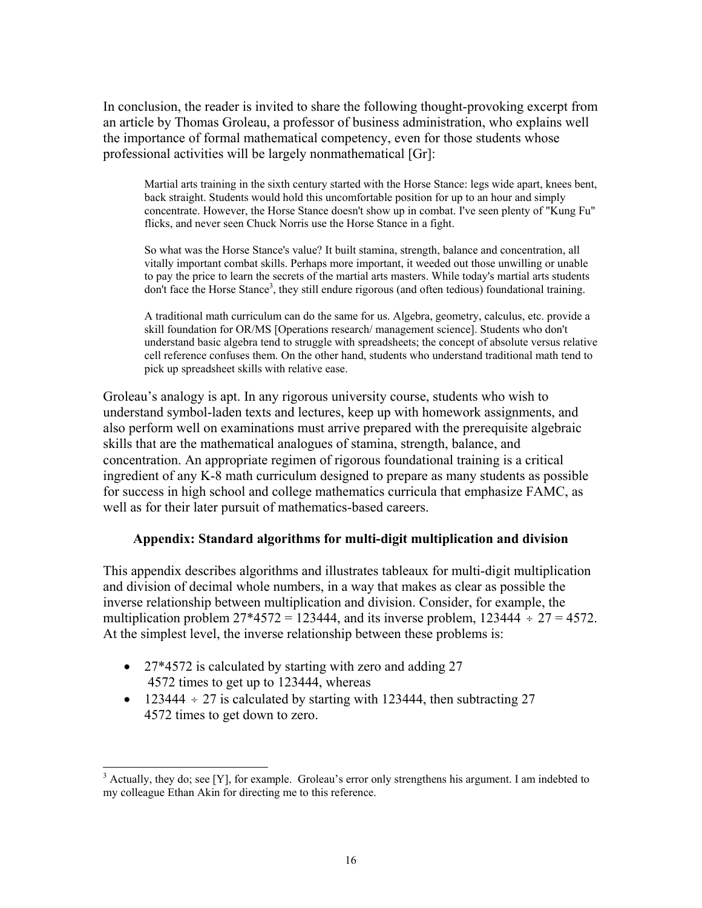In conclusion, the reader is invited to share the following thought-provoking excerpt from an article by Thomas Groleau, a professor of business administration, who explains well the importance of formal mathematical competency, even for those students whose professional activities will be largely nonmathematical [Gr]:

> Martial arts training in the sixth century started with the Horse Stance: legs wide apart, knees bent, back straight. Students would hold this uncomfortable position for up to an hour and simply concentrate. However, the Horse Stance doesn't show up in combat. I've seen plenty of "Kung Fu" flicks, and never seen Chuck Norris use the Horse Stance in a fight.
>
> So what was the Horse Stance's value? It built stamina, strength, balance and concentration, all vitally important combat skills. Perhaps more important, it weeded out those unwilling or unable to pay the price to learn the secrets of the martial arts masters. While today's martial arts students don't face the Horse Stance[3], they still endure rigorous (and often tedious) foundational training.
>
> A traditional math curriculum can do the same for us. Algebra, geometry, calculus, etc. provide a skill foundation for OR/MS [Operations research/ management science]. Students who don't understand basic algebra tend to struggle with spreadsheets; the concept of absolute versus relative cell reference confuses them. On the other hand, students who understand traditional math tend to pick up spreadsheet skills with relative ease.

Groleau's analogy is apt. In any rigorous university course, students who wish to understand symbol-laden texts and lectures, keep up with homework assignments, and also perform well on examinations must arrive prepared with the prerequisite algebraic skills that are the mathematical analogues of stamina, strength, balance, and concentration. An appropriate regimen of rigorous foundational training is a critical ingredient of any K-8 math curriculum designed to prepare as many students as possible for success in high school and college mathematics curricula that emphasize FAMC, as well as for their later pursuit of mathematics-based careers.

### Appendix: Standard algorithms for multi-digit multiplication and division

This appendix describes algorithms and illustrates tableaux for multi-digit multiplication and division of decimal whole numbers, in a way that makes as clear as possible the inverse relationship between multiplication and division. Consider, for example, the multiplication problem $27*4572 = 123444$, and its inverse problem, $123444 \div 27 = 4572$. At the simplest level, the inverse relationship between these problems is:

- 27*4572 is calculated by starting with zero and adding 27 4572 times to get up to 123444, whereas
- $123444 \div 27$ is calculated by starting with 123444, then subtracting 27 4572 times to get down to zero.

---

[3] Actually, they do; see [Y], for example. Groleau's error only strengthens his argument. I am indebted to my colleague Ethan Akin for directing me to this reference.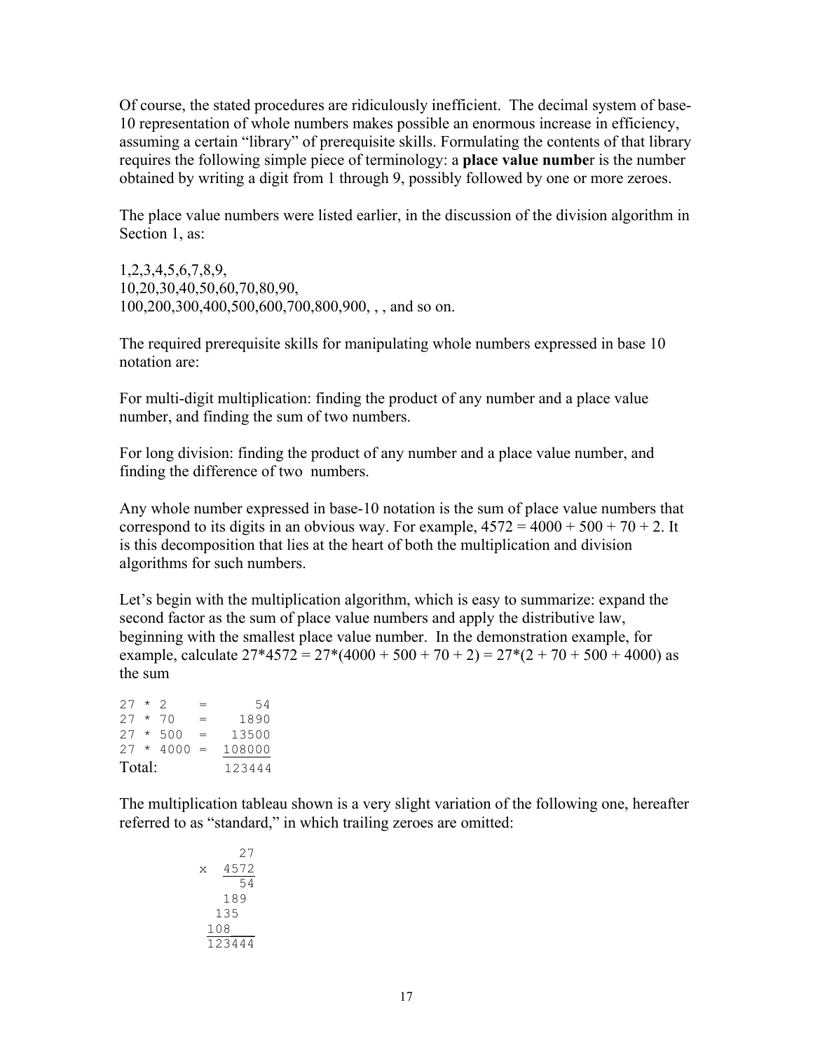Of course, the stated procedures are ridiculously inefficient. The decimal system of base-10 representation of whole numbers makes possible an enormous increase in efficiency, assuming a certain "library" of prerequisite skills. Formulating the contents of that library requires the following simple piece of terminology: a **place value number** is the number obtained by writing a digit from 1 through 9, possibly followed by one or more zeroes.

The place value numbers were listed earlier, in the discussion of the division algorithm in Section 1, as:

1,2,3,4,5,6,7,8,9,
10,20,30,40,50,60,70,80,90,
100,200,300,400,500,600,700,800,900, , , and so on.

The required prerequisite skills for manipulating whole numbers expressed in base 10 notation are:

For multi-digit multiplication: finding the product of any number and a place value number, and finding the sum of two numbers.

For long division: finding the product of any number and a place value number, and finding the difference of two numbers.

Any whole number expressed in base-10 notation is the sum of place value numbers that correspond to its digits in an obvious way. For example, 4572 = 4000 + 500 + 70 + 2. It is this decomposition that lies at the heart of both the multiplication and division algorithms for such numbers.

Let's begin with the multiplication algorithm, which is easy to summarize: expand the second factor as the sum of place value numbers and apply the distributive law, beginning with the smallest place value number. In the demonstration example, for example, calculate 27*4572 = 27*(4000 + 500 + 70 + 2) = 27*(2 + 70 + 500 + 4000) as the sum

```
27 * 2    =      54
27 * 70   =    1890
27 * 500  =   13500
27 * 4000 =  108000
                ------
Total:       123444
```

The multiplication tableau shown is a very slight variation of the following one, hereafter referred to as "standard," in which trailing zeroes are omitted:

```
        27
  x   4572
      ----
        54
       189
      135
     108
    ------
    123444
```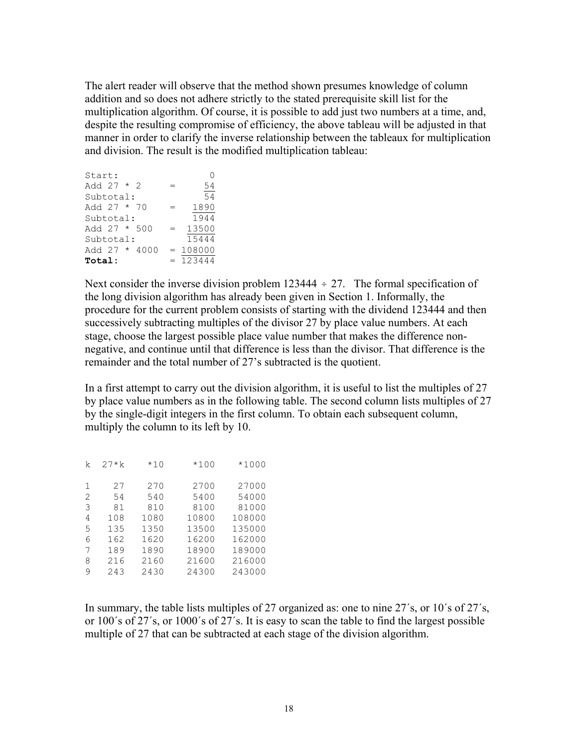The alert reader will observe that the method shown presumes knowledge of column addition and so does not adhere strictly to the stated prerequisite skill list for the multiplication algorithm. Of course, it is possible to add just two numbers at a time, and, despite the resulting compromise of efficiency, the above tableau will be adjusted in that manner in order to clarify the inverse relationship between the tableaux for multiplication and division. The result is the modified multiplication tableau:

```
Start:                 0
Add 27 * 2     =      54
                     ‾‾‾
Subtotal:             54
Add 27 * 70    =    1890
                    ‾‾‾‾
Subtotal:           1944
Add 27 * 500   =   13500
                   ‾‾‾‾‾
Subtotal:          15444
Add 27 * 4000  =  108000
                  ‾‾‾‾‾‾
Total:         =  123444
```

Next consider the inverse division problem 123444 ÷ 27. The formal specification of the long division algorithm has already been given in Section 1. Informally, the procedure for the current problem consists of starting with the dividend 123444 and then successively subtracting multiples of the divisor 27 by place value numbers. At each stage, choose the largest possible place value number that makes the difference non-negative, and continue until that difference is less than the divisor. That difference is the remainder and the total number of 27's subtracted is the quotient.

In a first attempt to carry out the division algorithm, it is useful to list the multiples of 27 by place value numbers as in the following table. The second column lists multiples of 27 by the single-digit integers in the first column. To obtain each subsequent column, multiply the column to its left by 10.

| k | 27*k | *10 | *100 | *1000 |
|---|---|---|---|---|
| 1 | 27 | 270 | 2700 | 27000 |
| 2 | 54 | 540 | 5400 | 54000 |
| 3 | 81 | 810 | 8100 | 81000 |
| 4 | 108 | 1080 | 10800 | 108000 |
| 5 | 135 | 1350 | 13500 | 135000 |
| 6 | 162 | 1620 | 16200 | 162000 |
| 7 | 189 | 1890 | 18900 | 189000 |
| 8 | 216 | 2160 | 21600 | 216000 |
| 9 | 243 | 2430 | 24300 | 243000 |

In summary, the table lists multiples of 27 organized as: one to nine 27´s, or 10´s of 27´s, or 100´s of 27´s, or 1000´s of 27´s. It is easy to scan the table to find the largest possible multiple of 27 that can be subtracted at each stage of the division algorithm.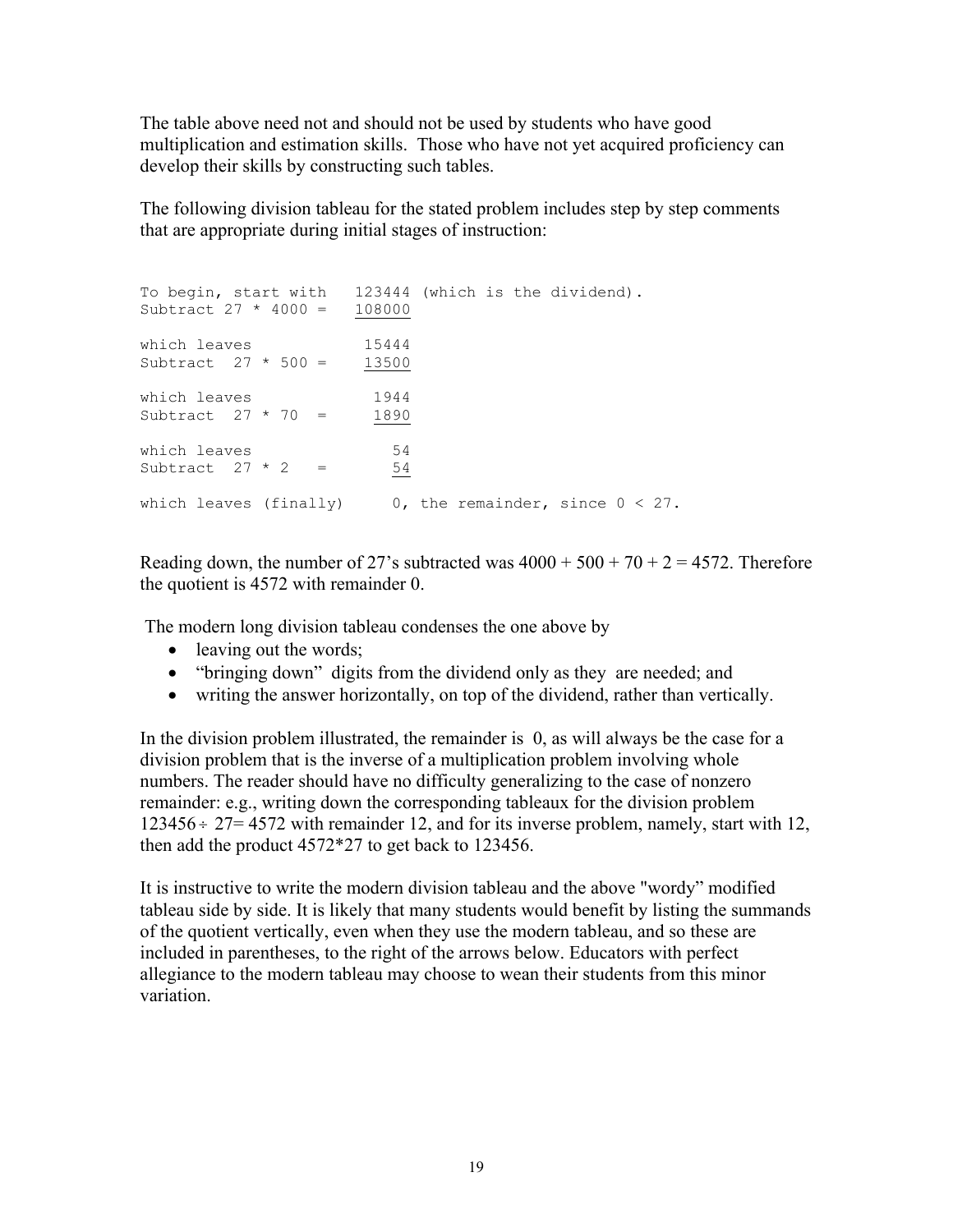The table above need not and should not be used by students who have good multiplication and estimation skills. Those who have not yet acquired proficiency can develop their skills by constructing such tables.

The following division tableau for the stated problem includes step by step comments that are appropriate during initial stages of instruction:

```
To begin, start with   123444 (which is the dividend).
Subtract 27 * 4000 =   108000

which leaves            15444
Subtract  27 * 500 =    13500

which leaves             1944
Subtract  27 * 70  =     1890

which leaves               54
Subtract  27 * 2   =       54

which leaves (finally)      0, the remainder, since 0 < 27.
```

Reading down, the number of 27's subtracted was 4000 + 500 + 70 + 2 = 4572. Therefore the quotient is 4572 with remainder 0.

The modern long division tableau condenses the one above by

- leaving out the words;
- "bringing down" digits from the dividend only as they are needed; and
- writing the answer horizontally, on top of the dividend, rather than vertically.

In the division problem illustrated, the remainder is 0, as will always be the case for a division problem that is the inverse of a multiplication problem involving whole numbers. The reader should have no difficulty generalizing to the case of nonzero remainder: e.g., writing down the corresponding tableaux for the division problem $123456 \div 27 = 4572$ with remainder 12, and for its inverse problem, namely, start with 12, then add the product 4572*27 to get back to 123456.

It is instructive to write the modern division tableau and the above "wordy" modified tableau side by side. It is likely that many students would benefit by listing the summands of the quotient vertically, even when they use the modern tableau, and so these are included in parentheses, to the right of the arrows below. Educators with perfect allegiance to the modern tableau may choose to wean their students from this minor variation.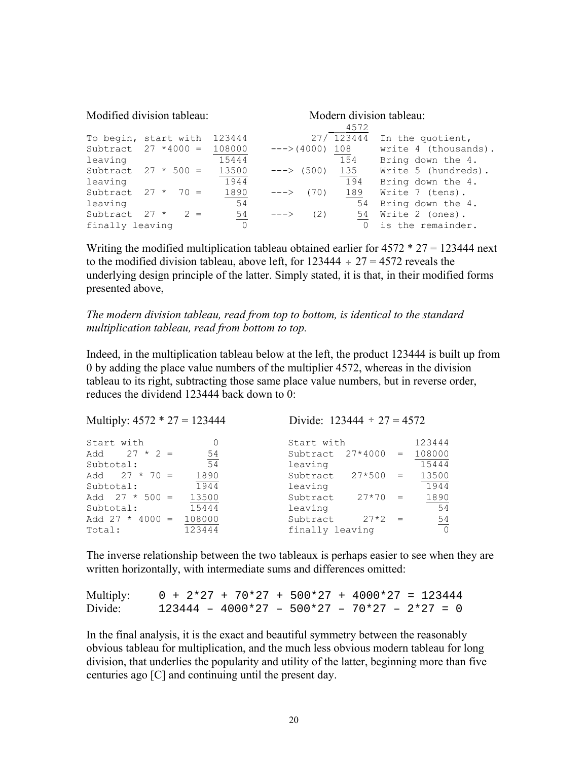Modified division tableau: Modern division tableau:

```
                                                  __4572
To begin, start with  123444              27/ 123444  In the quotient,
Subtract  27 *4000 =  108000    --->(4000) 108        write 4 (thousands).
leaving                15444                154       Bring down the 4.
Subtract  27 * 500 =   13500    ---> (500)  135       Write 5 (hundreds).
leaving                 1944                 194      Bring down the 4.
Subtract  27 *  70 =    1890    --->  (70)   189      Write 7 (tens).
leaving                   54                   54     Bring down the 4.
Subtract  27 *   2 =      54    --->   (2)     54     Write 2 (ones).
finally leaving            0                    0     is the remainder.
```

Writing the modified multiplication tableau obtained earlier for 4572 * 27 = 123444 next to the modified division tableau, above left, for 123444 ÷ 27 = 4572 reveals the underlying design principle of the latter. Simply stated, it is that, in their modified forms presented above,

*The modern division tableau, read from top to bottom, is identical to the standard multiplication tableau, read from bottom to top.*

Indeed, in the multiplication tableau below at the left, the product 123444 is built up from 0 by adding the place value numbers of the multiplier 4572, whereas in the division tableau to its right, subtracting those same place value numbers, but in reverse order, reduces the dividend 123444 back down to 0:

Multiply: 4572 * 27 = 123444 Divide: 123444 ÷ 27 = 4572

```
Start with            0        Start with              123444
Add    27 * 2 =      54        Subtract  27*4000   =   108000
Subtotal:            54        leaving                  15444
Add   27 * 70 =    1890        Subtract   27*500   =    13500
Subtotal:          1944        leaving                   1944
Add  27 * 500 =   13500        Subtract    27*70   =     1890
Subtotal:         15444        leaving                     54
Add 27 * 4000 =  108000        Subtract     27*2   =       54
Total:           123444        finally leaving              0
```

The inverse relationship between the two tableaux is perhaps easier to see when they are written horizontally, with intermediate sums and differences omitted:

```
Multiply:     0 + 2*27 + 70*27 + 500*27 + 4000*27 = 123444
Divide:       123444 – 4000*27 – 500*27 – 70*27 – 2*27 = 0
```

In the final analysis, it is the exact and beautiful symmetry between the reasonably obvious tableau for multiplication, and the much less obvious modern tableau for long division, that underlies the popularity and utility of the latter, beginning more than five centuries ago [C] and continuing until the present day.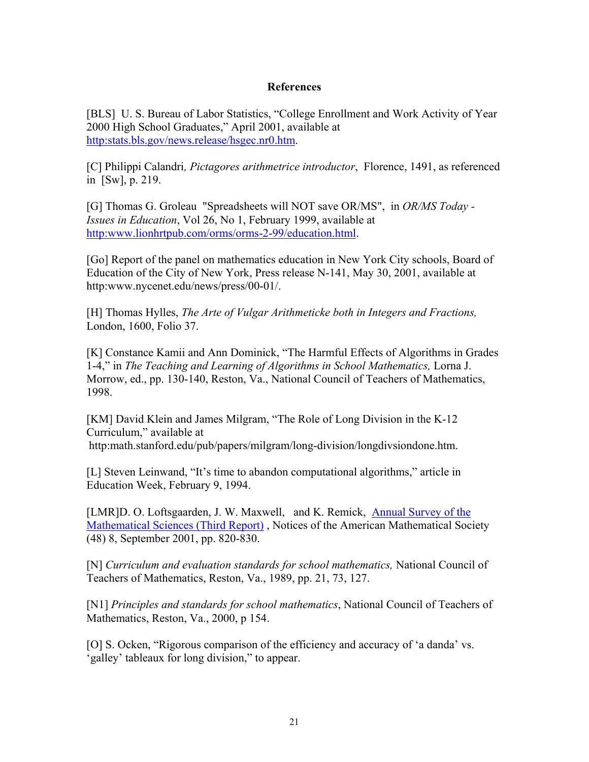**References**

[BLS] U. S. Bureau of Labor Statistics, "College Enrollment and Work Activity of Year 2000 High School Graduates," April 2001, available at http:stats.bls.gov/news.release/hsgec.nr0.htm.

[C] Philippi Calandri*, Pictagores arithmetrice introductor*, Florence, 1491, as referenced in [Sw], p. 219.

[G] Thomas G. Groleau "Spreadsheets will NOT save OR/MS", in *OR/MS Today - Issues in Education*, Vol 26, No 1, February 1999, available at http:www.lionhrtpub.com/orms/orms-2-99/education.html.

[Go] Report of the panel on mathematics education in New York City schools, Board of Education of the City of New York, Press release N-141, May 30, 2001, available at http:www.nycenet.edu/news/press/00-01/.

[H] Thomas Hylles, *The Arte of Vulgar Arithmeticke both in Integers and Fractions,* London, 1600, Folio 37.

[K] Constance Kamii and Ann Dominick, "The Harmful Effects of Algorithms in Grades 1-4," in *The Teaching and Learning of Algorithms in School Mathematics,* Lorna J. Morrow, ed., pp. 130-140, Reston, Va., National Council of Teachers of Mathematics, 1998.

[KM] David Klein and James Milgram, "The Role of Long Division in the K-12 Curriculum," available at http:math.stanford.edu/pub/papers/milgram/long-division/longdivsiondone.htm.

[L] Steven Leinwand, "It's time to abandon computational algorithms," article in Education Week, February 9, 1994.

[LMR]D. O. Loftsgaarden, J. W. Maxwell, and K. Remick, Annual Survey of the Mathematical Sciences (Third Report) , Notices of the American Mathematical Society (48) 8, September 2001, pp. 820-830.

[N] *Curriculum and evaluation standards for school mathematics,* National Council of Teachers of Mathematics, Reston, Va., 1989, pp. 21, 73, 127.

[N1] *Principles and standards for school mathematics*, National Council of Teachers of Mathematics, Reston, Va., 2000, p 154.

[O] S. Ocken, "Rigorous comparison of the efficiency and accuracy of 'a danda' vs. 'galley' tableaux for long division," to appear.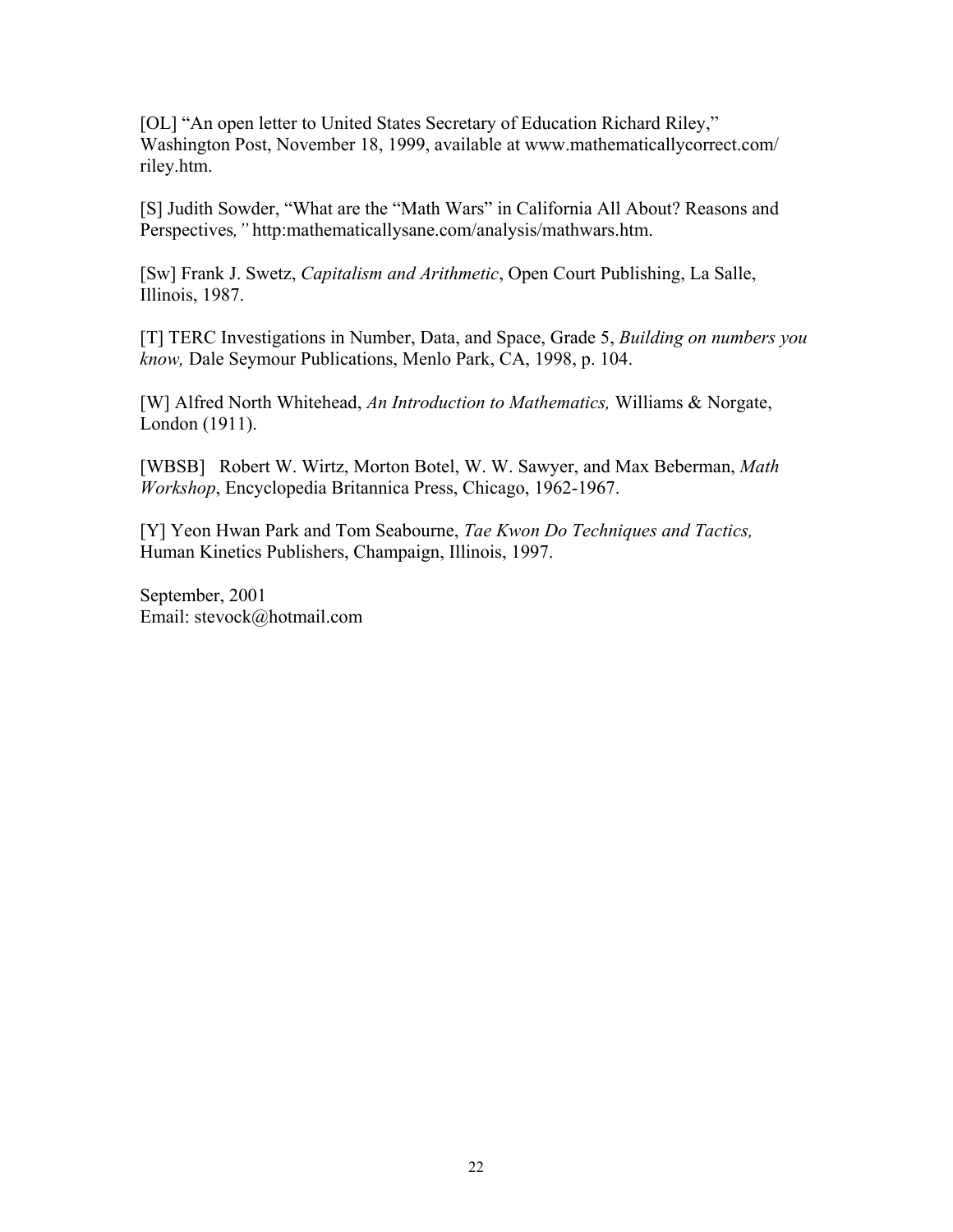[OL] "An open letter to United States Secretary of Education Richard Riley," Washington Post, November 18, 1999, available at www.mathematicallycorrect.com/riley.htm.

[S] Judith Sowder, "What are the "Math Wars" in California All About? Reasons and Perspectives*,"* http:mathematicallysane.com/analysis/mathwars.htm.

[Sw] Frank J. Swetz, *Capitalism and Arithmetic*, Open Court Publishing, La Salle, Illinois, 1987.

[T] TERC Investigations in Number, Data, and Space, Grade 5, *Building on numbers you know,* Dale Seymour Publications, Menlo Park, CA, 1998, p. 104.

[W] Alfred North Whitehead, *An Introduction to Mathematics,* Williams & Norgate, London (1911).

[WBSB] Robert W. Wirtz, Morton Botel, W. W. Sawyer, and Max Beberman, *Math Workshop*, Encyclopedia Britannica Press, Chicago, 1962-1967.

[Y] Yeon Hwan Park and Tom Seabourne, *Tae Kwon Do Techniques and Tactics,* Human Kinetics Publishers, Champaign, Illinois, 1997.

September, 2001
Email: stevock@hotmail.com